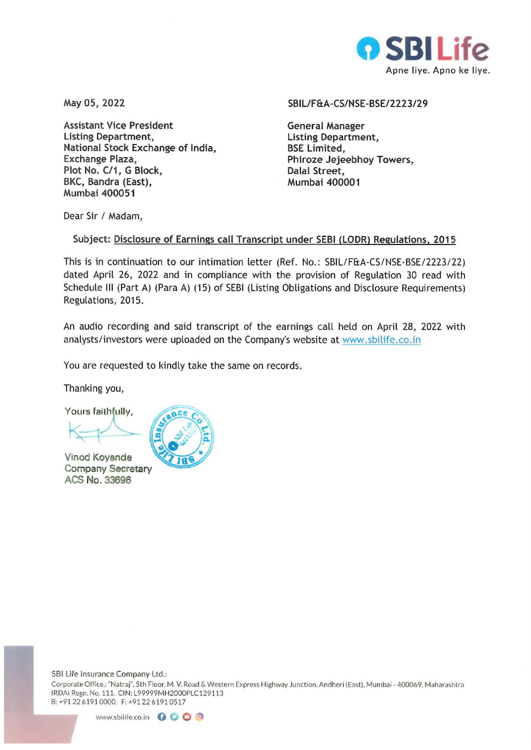SBI Life

Apne liye. Apno ke liye.

May 05, 2022

SBIL/F&A-CS/NSE-BSE/2223/29

Assistant Vice President
Listing Department,
National Stock Exchange of India,
Exchange Plaza,
Plot No. C/1, G Block,
BKC, Bandra (East),
Mumbai 400051

General Manager
Listing Department,
BSE Limited,
Phiroze Jejeebhoy Towers,
Dalal Street,
Mumbai 400001

Dear Sir / Madam,

Subject: Disclosure of Earnings call Transcript under SEBI (LODR) Regulations, 2015

This is in continuation to our intimation letter (Ref. No.: SBIL/F&A-CS/NSE-BSE/2223/22) dated April 26, 2022 and in compliance with the provision of Regulation 30 read with Schedule III (Part A) (Para A) (15) of SEBI (Listing Obligations and Disclosure Requirements) Regulations, 2015.

An audio recording and said transcript of the earnings call held on April 28, 2022 with analysts/investors were uploaded on the Company's website at www.sbilife.co.in

You are requested to kindly take the same on records.

Thanking you,

Yours faithfully,

Vinod Koyande
Company Secretary
ACS No. 33696

SBI Life Insurance Company Ltd.:
Corporate Office.: "Natraj", 5th Floor, M. V. Road & Western Express Highway Junction, Andheri (East), Mumbai - 400069, Maharashtra
IRDAI Regn. No. 111. CIN: L99999MH2000PLC129113
B: +91 22 6191 0000, F: +91 22 6191 0517

www.sbilife.co.in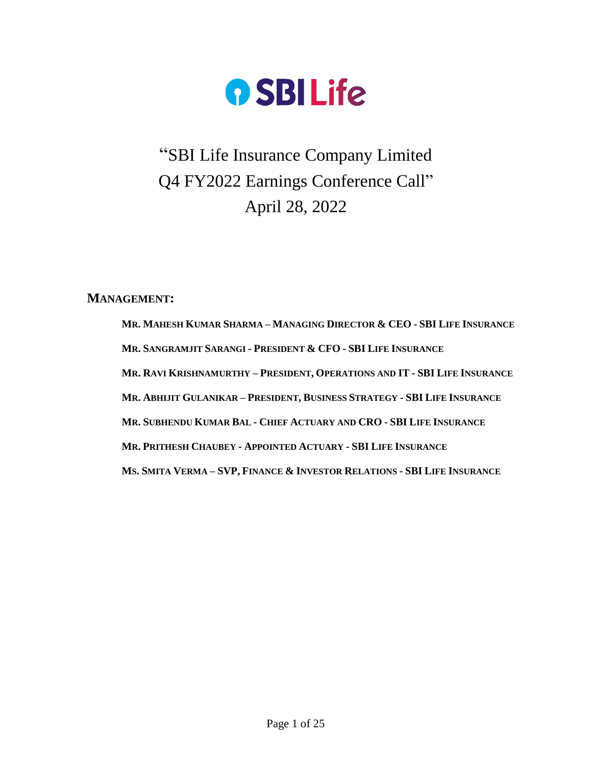# "SBI Life Insurance Company Limited Q4 FY2022 Earnings Conference Call"

April 28, 2022

**MANAGEMENT:**

**MR. MAHESH KUMAR SHARMA – MANAGING DIRECTOR & CEO - SBI LIFE INSURANCE**

**MR. SANGRAMJIT SARANGI - PRESIDENT & CFO - SBI LIFE INSURANCE**

**MR. RAVI KRISHNAMURTHY – PRESIDENT, OPERATIONS AND IT - SBI LIFE INSURANCE**

**MR. ABHIJIT GULANIKAR – PRESIDENT, BUSINESS STRATEGY - SBI LIFE INSURANCE**

**MR. SUBHENDU KUMAR BAL - CHIEF ACTUARY AND CRO - SBI LIFE INSURANCE**

**MR. PRITHESH CHAUBEY - APPOINTED ACTUARY - SBI LIFE INSURANCE**

**MS. SMITA VERMA – SVP, FINANCE & INVESTOR RELATIONS - SBI LIFE INSURANCE**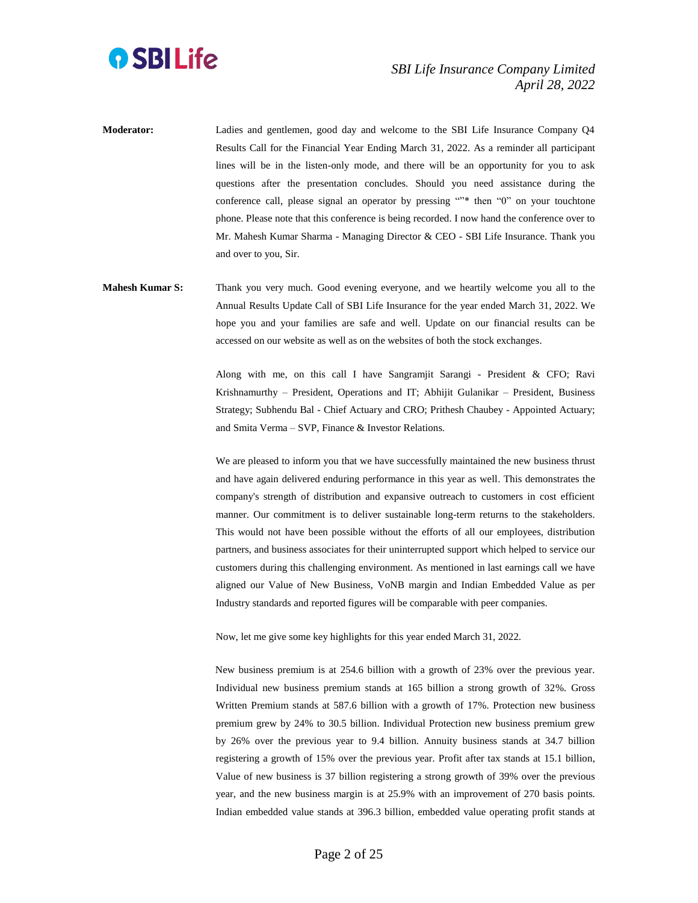**Moderator:** Ladies and gentlemen, good day and welcome to the SBI Life Insurance Company Q4 Results Call for the Financial Year Ending March 31, 2022. As a reminder all participant lines will be in the listen-only mode, and there will be an opportunity for you to ask questions after the presentation concludes. Should you need assistance during the conference call, please signal an operator by pressing ""* then "0" on your touchtone phone. Please note that this conference is being recorded. I now hand the conference over to Mr. Mahesh Kumar Sharma - Managing Director & CEO - SBI Life Insurance. Thank you and over to you, Sir.

**Mahesh Kumar S:** Thank you very much. Good evening everyone, and we heartily welcome you all to the Annual Results Update Call of SBI Life Insurance for the year ended March 31, 2022. We hope you and your families are safe and well. Update on our financial results can be accessed on our website as well as on the websites of both the stock exchanges.

Along with me, on this call I have Sangramjit Sarangi - President & CFO; Ravi Krishnamurthy – President, Operations and IT; Abhijit Gulanikar – President, Business Strategy; Subhendu Bal - Chief Actuary and CRO; Prithesh Chaubey - Appointed Actuary; and Smita Verma – SVP, Finance & Investor Relations.

We are pleased to inform you that we have successfully maintained the new business thrust and have again delivered enduring performance in this year as well. This demonstrates the company's strength of distribution and expansive outreach to customers in cost efficient manner. Our commitment is to deliver sustainable long-term returns to the stakeholders. This would not have been possible without the efforts of all our employees, distribution partners, and business associates for their uninterrupted support which helped to service our customers during this challenging environment. As mentioned in last earnings call we have aligned our Value of New Business, VoNB margin and Indian Embedded Value as per Industry standards and reported figures will be comparable with peer companies.

Now, let me give some key highlights for this year ended March 31, 2022.

New business premium is at 254.6 billion with a growth of 23% over the previous year. Individual new business premium stands at 165 billion a strong growth of 32%. Gross Written Premium stands at 587.6 billion with a growth of 17%. Protection new business premium grew by 24% to 30.5 billion. Individual Protection new business premium grew by 26% over the previous year to 9.4 billion. Annuity business stands at 34.7 billion registering a growth of 15% over the previous year. Profit after tax stands at 15.1 billion, Value of new business is 37 billion registering a strong growth of 39% over the previous year, and the new business margin is at 25.9% with an improvement of 270 basis points. Indian embedded value stands at 396.3 billion, embedded value operating profit stands at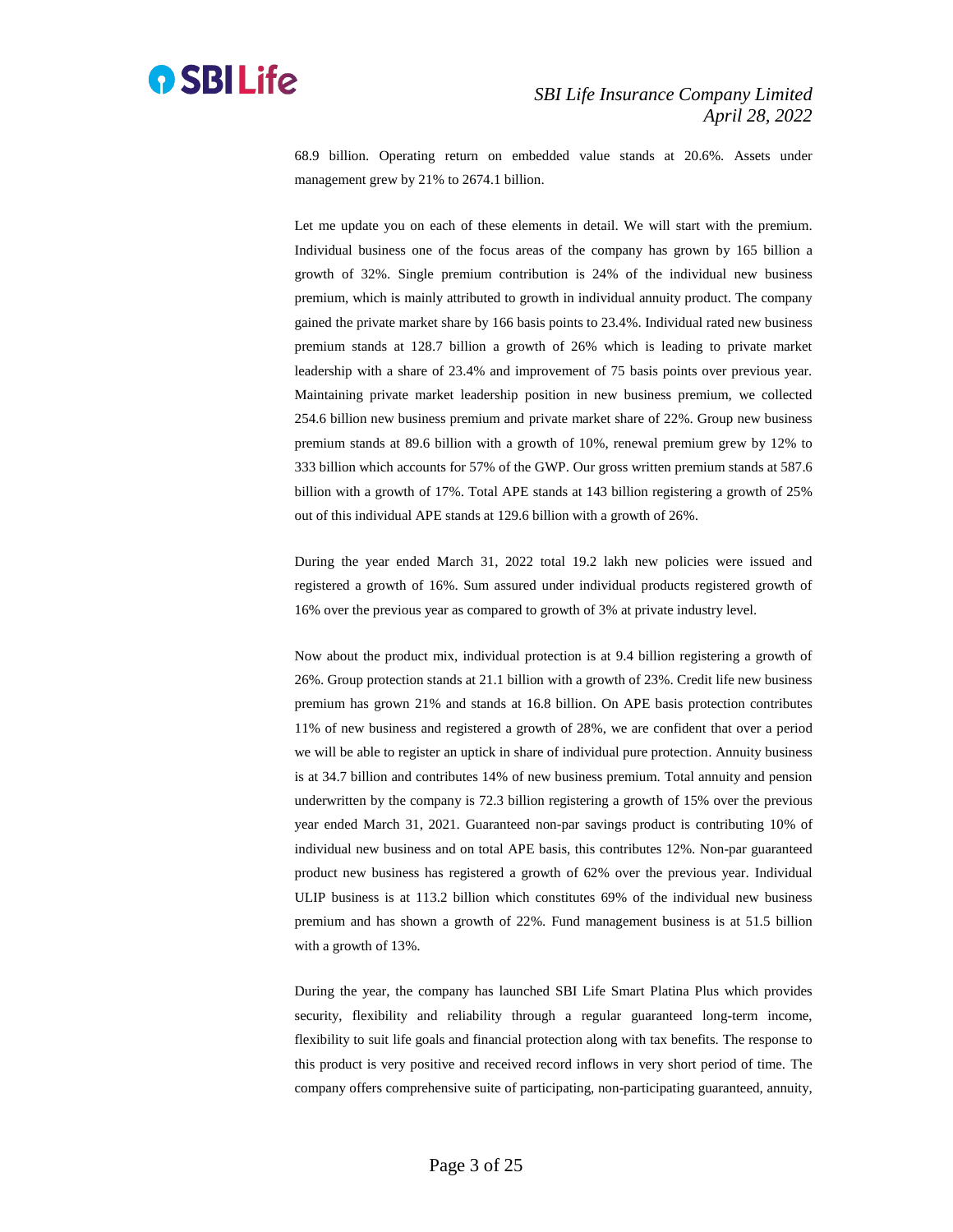68.9 billion. Operating return on embedded value stands at 20.6%. Assets under management grew by 21% to 2674.1 billion.

Let me update you on each of these elements in detail. We will start with the premium. Individual business one of the focus areas of the company has grown by 165 billion a growth of 32%. Single premium contribution is 24% of the individual new business premium, which is mainly attributed to growth in individual annuity product. The company gained the private market share by 166 basis points to 23.4%. Individual rated new business premium stands at 128.7 billion a growth of 26% which is leading to private market leadership with a share of 23.4% and improvement of 75 basis points over previous year. Maintaining private market leadership position in new business premium, we collected 254.6 billion new business premium and private market share of 22%. Group new business premium stands at 89.6 billion with a growth of 10%, renewal premium grew by 12% to 333 billion which accounts for 57% of the GWP. Our gross written premium stands at 587.6 billion with a growth of 17%. Total APE stands at 143 billion registering a growth of 25% out of this individual APE stands at 129.6 billion with a growth of 26%.

During the year ended March 31, 2022 total 19.2 lakh new policies were issued and registered a growth of 16%. Sum assured under individual products registered growth of 16% over the previous year as compared to growth of 3% at private industry level.

Now about the product mix, individual protection is at 9.4 billion registering a growth of 26%. Group protection stands at 21.1 billion with a growth of 23%. Credit life new business premium has grown 21% and stands at 16.8 billion. On APE basis protection contributes 11% of new business and registered a growth of 28%, we are confident that over a period we will be able to register an uptick in share of individual pure protection. Annuity business is at 34.7 billion and contributes 14% of new business premium. Total annuity and pension underwritten by the company is 72.3 billion registering a growth of 15% over the previous year ended March 31, 2021. Guaranteed non-par savings product is contributing 10% of individual new business and on total APE basis, this contributes 12%. Non-par guaranteed product new business has registered a growth of 62% over the previous year. Individual ULIP business is at 113.2 billion which constitutes 69% of the individual new business premium and has shown a growth of 22%. Fund management business is at 51.5 billion with a growth of 13%.

During the year, the company has launched SBI Life Smart Platina Plus which provides security, flexibility and reliability through a regular guaranteed long-term income, flexibility to suit life goals and financial protection along with tax benefits. The response to this product is very positive and received record inflows in very short period of time. The company offers comprehensive suite of participating, non-participating guaranteed, annuity,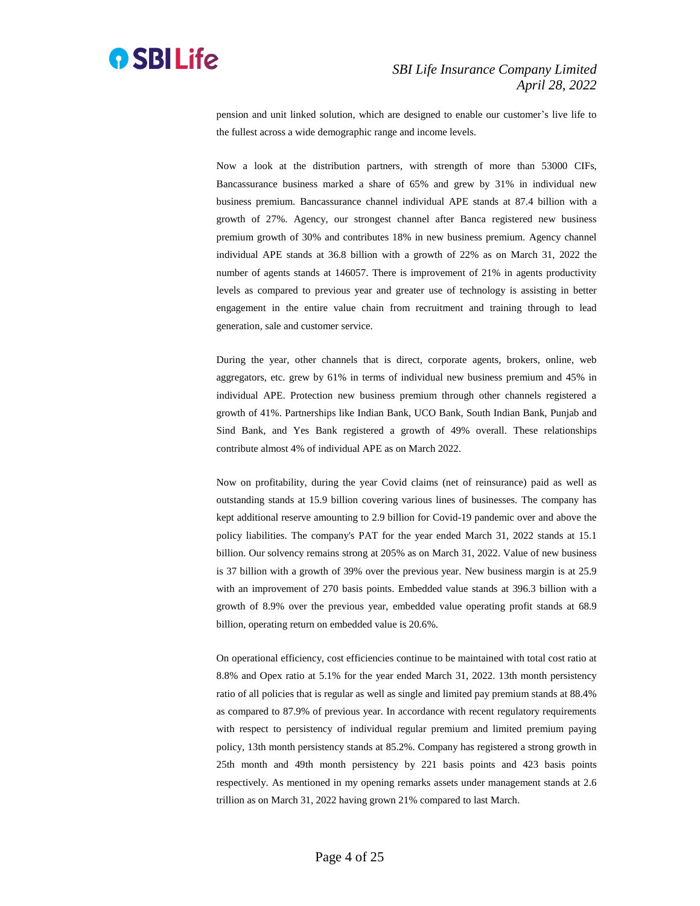pension and unit linked solution, which are designed to enable our customer's live life to the fullest across a wide demographic range and income levels.

Now a look at the distribution partners, with strength of more than 53000 CIFs, Bancassurance business marked a share of 65% and grew by 31% in individual new business premium. Bancassurance channel individual APE stands at 87.4 billion with a growth of 27%. Agency, our strongest channel after Banca registered new business premium growth of 30% and contributes 18% in new business premium. Agency channel individual APE stands at 36.8 billion with a growth of 22% as on March 31, 2022 the number of agents stands at 146057. There is improvement of 21% in agents productivity levels as compared to previous year and greater use of technology is assisting in better engagement in the entire value chain from recruitment and training through to lead generation, sale and customer service.

During the year, other channels that is direct, corporate agents, brokers, online, web aggregators, etc. grew by 61% in terms of individual new business premium and 45% in individual APE. Protection new business premium through other channels registered a growth of 41%. Partnerships like Indian Bank, UCO Bank, South Indian Bank, Punjab and Sind Bank, and Yes Bank registered a growth of 49% overall. These relationships contribute almost 4% of individual APE as on March 2022.

Now on profitability, during the year Covid claims (net of reinsurance) paid as well as outstanding stands at 15.9 billion covering various lines of businesses. The company has kept additional reserve amounting to 2.9 billion for Covid-19 pandemic over and above the policy liabilities. The company's PAT for the year ended March 31, 2022 stands at 15.1 billion. Our solvency remains strong at 205% as on March 31, 2022. Value of new business is 37 billion with a growth of 39% over the previous year. New business margin is at 25.9 with an improvement of 270 basis points. Embedded value stands at 396.3 billion with a growth of 8.9% over the previous year, embedded value operating profit stands at 68.9 billion, operating return on embedded value is 20.6%.

On operational efficiency, cost efficiencies continue to be maintained with total cost ratio at 8.8% and Opex ratio at 5.1% for the year ended March 31, 2022. 13th month persistency ratio of all policies that is regular as well as single and limited pay premium stands at 88.4% as compared to 87.9% of previous year. In accordance with recent regulatory requirements with respect to persistency of individual regular premium and limited premium paying policy, 13th month persistency stands at 85.2%. Company has registered a strong growth in 25th month and 49th month persistency by 221 basis points and 423 basis points respectively. As mentioned in my opening remarks assets under management stands at 2.6 trillion as on March 31, 2022 having grown 21% compared to last March.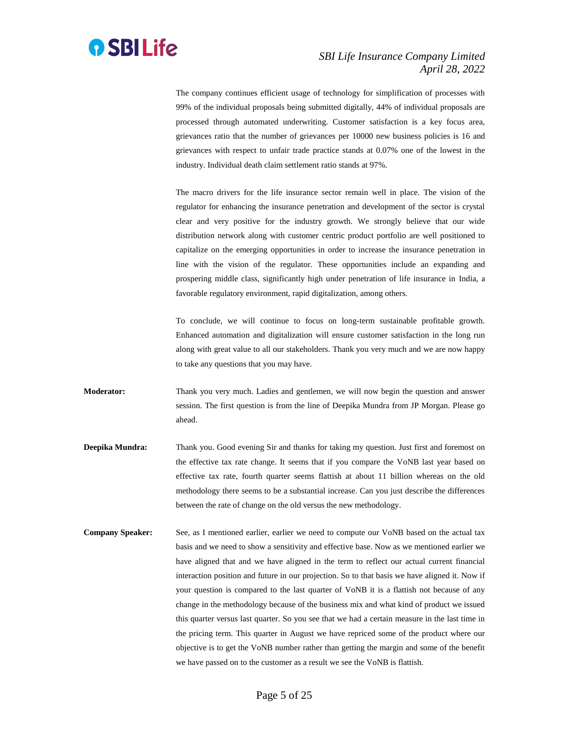The company continues efficient usage of technology for simplification of processes with 99% of the individual proposals being submitted digitally, 44% of individual proposals are processed through automated underwriting. Customer satisfaction is a key focus area, grievances ratio that the number of grievances per 10000 new business policies is 16 and grievances with respect to unfair trade practice stands at 0.07% one of the lowest in the industry. Individual death claim settlement ratio stands at 97%.

The macro drivers for the life insurance sector remain well in place. The vision of the regulator for enhancing the insurance penetration and development of the sector is crystal clear and very positive for the industry growth. We strongly believe that our wide distribution network along with customer centric product portfolio are well positioned to capitalize on the emerging opportunities in order to increase the insurance penetration in line with the vision of the regulator. These opportunities include an expanding and prospering middle class, significantly high under penetration of life insurance in India, a favorable regulatory environment, rapid digitalization, among others.

To conclude, we will continue to focus on long-term sustainable profitable growth. Enhanced automation and digitalization will ensure customer satisfaction in the long run along with great value to all our stakeholders. Thank you very much and we are now happy to take any questions that you may have.

**Moderator:** Thank you very much. Ladies and gentlemen, we will now begin the question and answer session. The first question is from the line of Deepika Mundra from JP Morgan. Please go ahead.

**Deepika Mundra:** Thank you. Good evening Sir and thanks for taking my question. Just first and foremost on the effective tax rate change. It seems that if you compare the VoNB last year based on effective tax rate, fourth quarter seems flattish at about 11 billion whereas on the old methodology there seems to be a substantial increase. Can you just describe the differences between the rate of change on the old versus the new methodology.

**Company Speaker:** See, as I mentioned earlier, earlier we need to compute our VoNB based on the actual tax basis and we need to show a sensitivity and effective base. Now as we mentioned earlier we have aligned that and we have aligned in the term to reflect our actual current financial interaction position and future in our projection. So to that basis we have aligned it. Now if your question is compared to the last quarter of VoNB it is a flattish not because of any change in the methodology because of the business mix and what kind of product we issued this quarter versus last quarter. So you see that we had a certain measure in the last time in the pricing term. This quarter in August we have repriced some of the product where our objective is to get the VoNB number rather than getting the margin and some of the benefit we have passed on to the customer as a result we see the VoNB is flattish.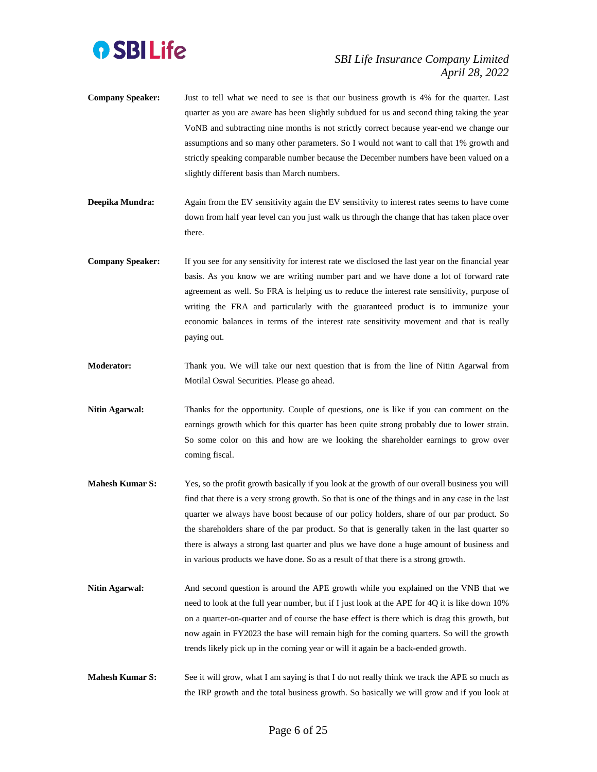**Company Speaker:** Just to tell what we need to see is that our business growth is 4% for the quarter. Last quarter as you are aware has been slightly subdued for us and second thing taking the year VoNB and subtracting nine months is not strictly correct because year-end we change our assumptions and so many other parameters. So I would not want to call that 1% growth and strictly speaking comparable number because the December numbers have been valued on a slightly different basis than March numbers.

**Deepika Mundra:** Again from the EV sensitivity again the EV sensitivity to interest rates seems to have come down from half year level can you just walk us through the change that has taken place over there.

**Company Speaker:** If you see for any sensitivity for interest rate we disclosed the last year on the financial year basis. As you know we are writing number part and we have done a lot of forward rate agreement as well. So FRA is helping us to reduce the interest rate sensitivity, purpose of writing the FRA and particularly with the guaranteed product is to immunize your economic balances in terms of the interest rate sensitivity movement and that is really paying out.

**Moderator:** Thank you. We will take our next question that is from the line of Nitin Agarwal from Motilal Oswal Securities. Please go ahead.

**Nitin Agarwal:** Thanks for the opportunity. Couple of questions, one is like if you can comment on the earnings growth which for this quarter has been quite strong probably due to lower strain. So some color on this and how are we looking the shareholder earnings to grow over coming fiscal.

**Mahesh Kumar S:** Yes, so the profit growth basically if you look at the growth of our overall business you will find that there is a very strong growth. So that is one of the things and in any case in the last quarter we always have boost because of our policy holders, share of our par product. So the shareholders share of the par product. So that is generally taken in the last quarter so there is always a strong last quarter and plus we have done a huge amount of business and in various products we have done. So as a result of that there is a strong growth.

**Nitin Agarwal:** And second question is around the APE growth while you explained on the VNB that we need to look at the full year number, but if I just look at the APE for 4Q it is like down 10% on a quarter-on-quarter and of course the base effect is there which is drag this growth, but now again in FY2023 the base will remain high for the coming quarters. So will the growth trends likely pick up in the coming year or will it again be a back-ended growth.

**Mahesh Kumar S:** See it will grow, what I am saying is that I do not really think we track the APE so much as the IRP growth and the total business growth. So basically we will grow and if you look at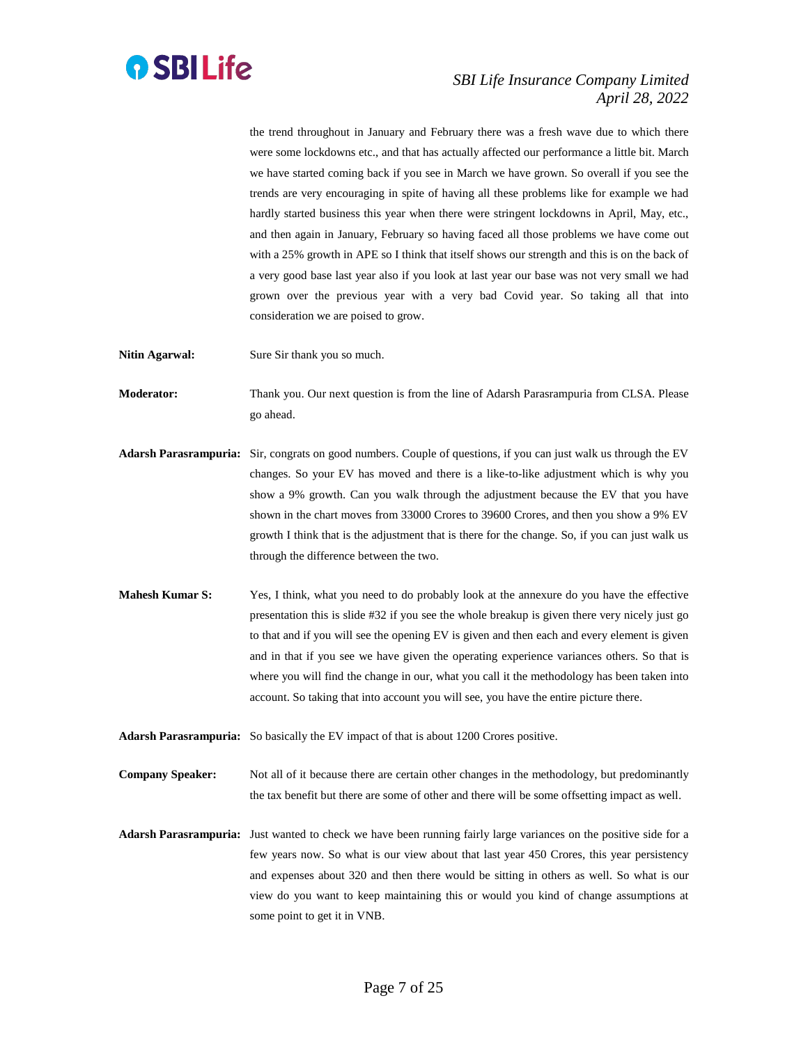the trend throughout in January and February there was a fresh wave due to which there were some lockdowns etc., and that has actually affected our performance a little bit. March we have started coming back if you see in March we have grown. So overall if you see the trends are very encouraging in spite of having all these problems like for example we had hardly started business this year when there were stringent lockdowns in April, May, etc., and then again in January, February so having faced all those problems we have come out with a 25% growth in APE so I think that itself shows our strength and this is on the back of a very good base last year also if you look at last year our base was not very small we had grown over the previous year with a very bad Covid year. So taking all that into consideration we are poised to grow.

**Nitin Agarwal:** Sure Sir thank you so much.

**Moderator:** Thank you. Our next question is from the line of Adarsh Parasrampuria from CLSA. Please go ahead.

**Adarsh Parasrampuria:** Sir, congrats on good numbers. Couple of questions, if you can just walk us through the EV changes. So your EV has moved and there is a like-to-like adjustment which is why you show a 9% growth. Can you walk through the adjustment because the EV that you have shown in the chart moves from 33000 Crores to 39600 Crores, and then you show a 9% EV growth I think that is the adjustment that is there for the change. So, if you can just walk us through the difference between the two.

**Mahesh Kumar S:** Yes, I think, what you need to do probably look at the annexure do you have the effective presentation this is slide #32 if you see the whole breakup is given there very nicely just go to that and if you will see the opening EV is given and then each and every element is given and in that if you see we have given the operating experience variances others. So that is where you will find the change in our, what you call it the methodology has been taken into account. So taking that into account you will see, you have the entire picture there.

**Adarsh Parasrampuria:** So basically the EV impact of that is about 1200 Crores positive.

**Company Speaker:** Not all of it because there are certain other changes in the methodology, but predominantly the tax benefit but there are some of other and there will be some offsetting impact as well.

**Adarsh Parasrampuria:** Just wanted to check we have been running fairly large variances on the positive side for a few years now. So what is our view about that last year 450 Crores, this year persistency and expenses about 320 and then there would be sitting in others as well. So what is our view do you want to keep maintaining this or would you kind of change assumptions at some point to get it in VNB.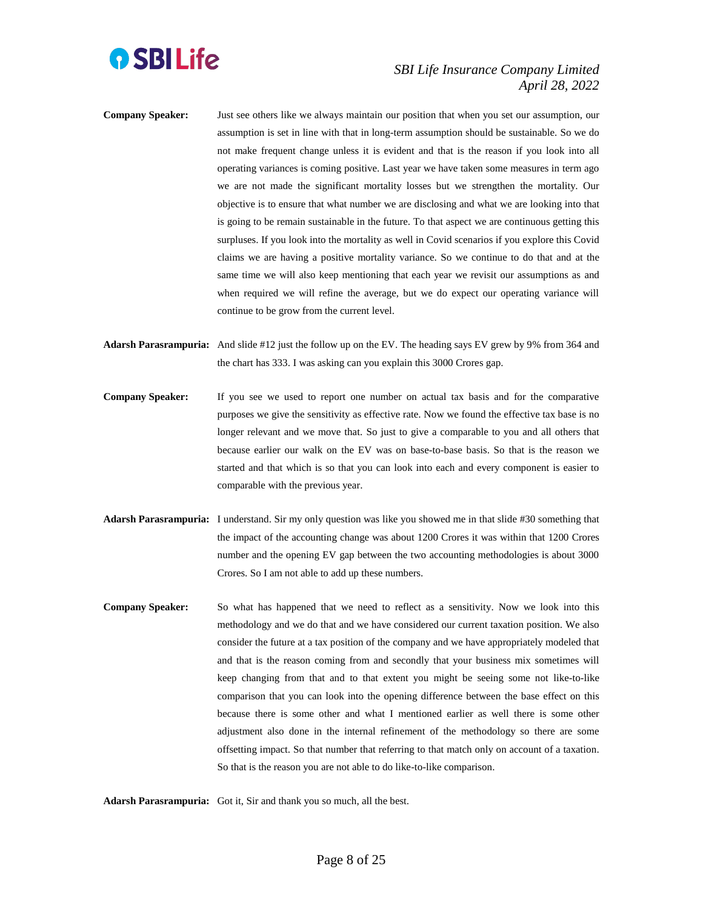**Company Speaker:** Just see others like we always maintain our position that when you set our assumption, our assumption is set in line with that in long-term assumption should be sustainable. So we do not make frequent change unless it is evident and that is the reason if you look into all operating variances is coming positive. Last year we have taken some measures in term ago we are not made the significant mortality losses but we strengthen the mortality. Our objective is to ensure that what number we are disclosing and what we are looking into that is going to be remain sustainable in the future. To that aspect we are continuous getting this surpluses. If you look into the mortality as well in Covid scenarios if you explore this Covid claims we are having a positive mortality variance. So we continue to do that and at the same time we will also keep mentioning that each year we revisit our assumptions as and when required we will refine the average, but we do expect our operating variance will continue to be grow from the current level.

**Adarsh Parasrampuria:** And slide #12 just the follow up on the EV. The heading says EV grew by 9% from 364 and the chart has 333. I was asking can you explain this 3000 Crores gap.

**Company Speaker:** If you see we used to report one number on actual tax basis and for the comparative purposes we give the sensitivity as effective rate. Now we found the effective tax base is no longer relevant and we move that. So just to give a comparable to you and all others that because earlier our walk on the EV was on base-to-base basis. So that is the reason we started and that which is so that you can look into each and every component is easier to comparable with the previous year.

**Adarsh Parasrampuria:** I understand. Sir my only question was like you showed me in that slide #30 something that the impact of the accounting change was about 1200 Crores it was within that 1200 Crores number and the opening EV gap between the two accounting methodologies is about 3000 Crores. So I am not able to add up these numbers.

**Company Speaker:** So what has happened that we need to reflect as a sensitivity. Now we look into this methodology and we do that and we have considered our current taxation position. We also consider the future at a tax position of the company and we have appropriately modeled that and that is the reason coming from and secondly that your business mix sometimes will keep changing from that and to that extent you might be seeing some not like-to-like comparison that you can look into the opening difference between the base effect on this because there is some other and what I mentioned earlier as well there is some other adjustment also done in the internal refinement of the methodology so there are some offsetting impact. So that number that referring to that match only on account of a taxation. So that is the reason you are not able to do like-to-like comparison.

**Adarsh Parasrampuria:** Got it, Sir and thank you so much, all the best.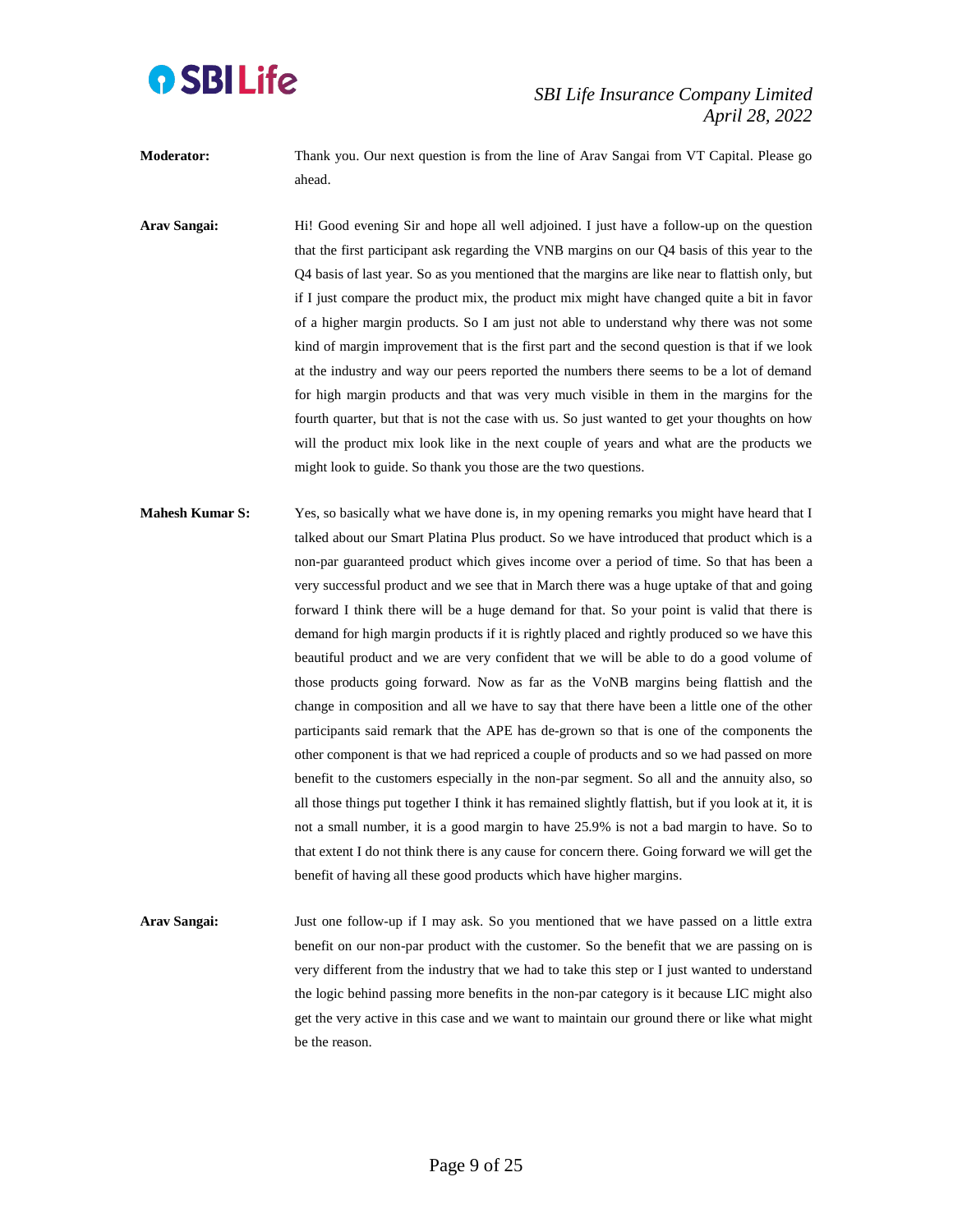**Moderator:** Thank you. Our next question is from the line of Arav Sangai from VT Capital. Please go ahead.

**Arav Sangai:** Hi! Good evening Sir and hope all well adjoined. I just have a follow-up on the question that the first participant ask regarding the VNB margins on our Q4 basis of this year to the Q4 basis of last year. So as you mentioned that the margins are like near to flattish only, but if I just compare the product mix, the product mix might have changed quite a bit in favor of a higher margin products. So I am just not able to understand why there was not some kind of margin improvement that is the first part and the second question is that if we look at the industry and way our peers reported the numbers there seems to be a lot of demand for high margin products and that was very much visible in them in the margins for the fourth quarter, but that is not the case with us. So just wanted to get your thoughts on how will the product mix look like in the next couple of years and what are the products we might look to guide. So thank you those are the two questions.

**Mahesh Kumar S:** Yes, so basically what we have done is, in my opening remarks you might have heard that I talked about our Smart Platina Plus product. So we have introduced that product which is a non-par guaranteed product which gives income over a period of time. So that has been a very successful product and we see that in March there was a huge uptake of that and going forward I think there will be a huge demand for that. So your point is valid that there is demand for high margin products if it is rightly placed and rightly produced so we have this beautiful product and we are very confident that we will be able to do a good volume of those products going forward. Now as far as the VoNB margins being flattish and the change in composition and all we have to say that there have been a little one of the other participants said remark that the APE has de-grown so that is one of the components the other component is that we had repriced a couple of products and so we had passed on more benefit to the customers especially in the non-par segment. So all and the annuity also, so all those things put together I think it has remained slightly flattish, but if you look at it, it is not a small number, it is a good margin to have 25.9% is not a bad margin to have. So to that extent I do not think there is any cause for concern there. Going forward we will get the benefit of having all these good products which have higher margins.

**Arav Sangai:** Just one follow-up if I may ask. So you mentioned that we have passed on a little extra benefit on our non-par product with the customer. So the benefit that we are passing on is very different from the industry that we had to take this step or I just wanted to understand the logic behind passing more benefits in the non-par category is it because LIC might also get the very active in this case and we want to maintain our ground there or like what might be the reason.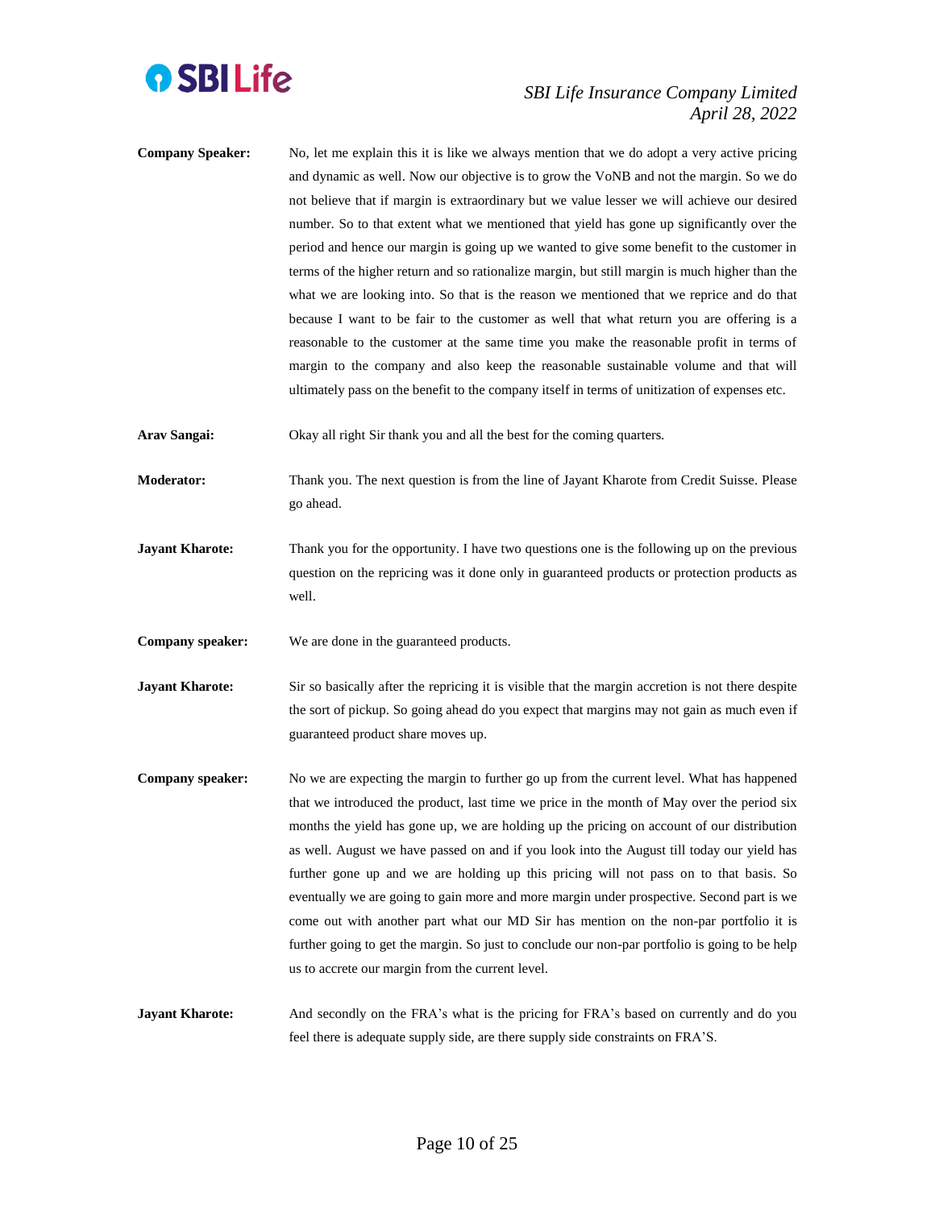**Company Speaker:** No, let me explain this it is like we always mention that we do adopt a very active pricing and dynamic as well. Now our objective is to grow the VoNB and not the margin. So we do not believe that if margin is extraordinary but we value lesser we will achieve our desired number. So to that extent what we mentioned that yield has gone up significantly over the period and hence our margin is going up we wanted to give some benefit to the customer in terms of the higher return and so rationalize margin, but still margin is much higher than the what we are looking into. So that is the reason we mentioned that we reprice and do that because I want to be fair to the customer as well that what return you are offering is a reasonable to the customer at the same time you make the reasonable profit in terms of margin to the company and also keep the reasonable sustainable volume and that will ultimately pass on the benefit to the company itself in terms of unitization of expenses etc.

**Arav Sangai:** Okay all right Sir thank you and all the best for the coming quarters.

**Moderator:** Thank you. The next question is from the line of Jayant Kharote from Credit Suisse. Please go ahead.

**Jayant Kharote:** Thank you for the opportunity. I have two questions one is the following up on the previous question on the repricing was it done only in guaranteed products or protection products as well.

**Company speaker:** We are done in the guaranteed products.

**Jayant Kharote:** Sir so basically after the repricing it is visible that the margin accretion is not there despite the sort of pickup. So going ahead do you expect that margins may not gain as much even if guaranteed product share moves up.

**Company speaker:** No we are expecting the margin to further go up from the current level. What has happened that we introduced the product, last time we price in the month of May over the period six months the yield has gone up, we are holding up the pricing on account of our distribution as well. August we have passed on and if you look into the August till today our yield has further gone up and we are holding up this pricing will not pass on to that basis. So eventually we are going to gain more and more margin under prospective. Second part is we come out with another part what our MD Sir has mention on the non-par portfolio it is further going to get the margin. So just to conclude our non-par portfolio is going to be help us to accrete our margin from the current level.

**Jayant Kharote:** And secondly on the FRA's what is the pricing for FRA's based on currently and do you feel there is adequate supply side, are there supply side constraints on FRA'S.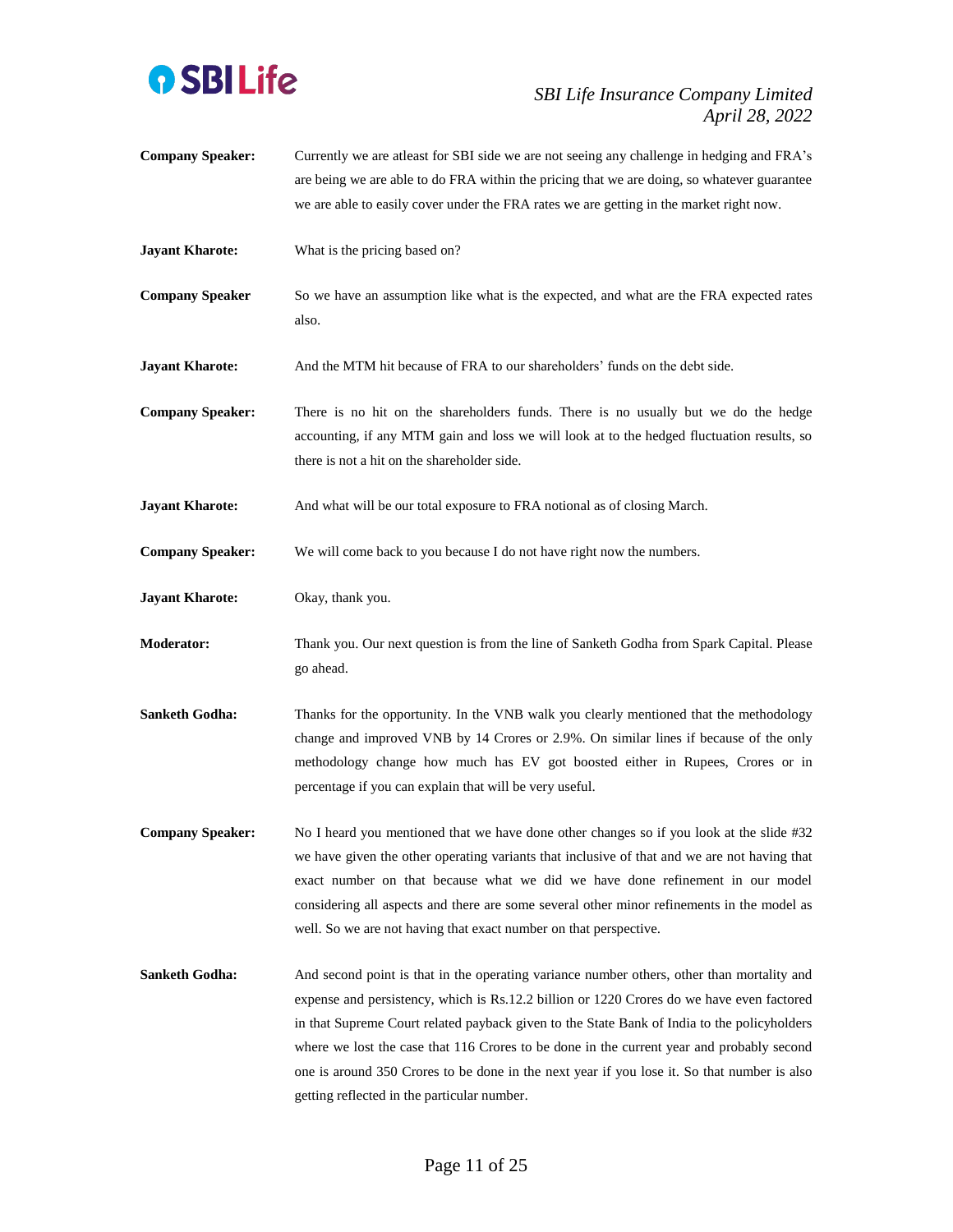**Company Speaker:** Currently we are atleast for SBI side we are not seeing any challenge in hedging and FRA's are being we are able to do FRA within the pricing that we are doing, so whatever guarantee we are able to easily cover under the FRA rates we are getting in the market right now.

**Jayant Kharote:** What is the pricing based on?

**Company Speaker** So we have an assumption like what is the expected, and what are the FRA expected rates also.

**Jayant Kharote:** And the MTM hit because of FRA to our shareholders' funds on the debt side.

**Company Speaker:** There is no hit on the shareholders funds. There is no usually but we do the hedge accounting, if any MTM gain and loss we will look at to the hedged fluctuation results, so there is not a hit on the shareholder side.

**Jayant Kharote:** And what will be our total exposure to FRA notional as of closing March.

**Company Speaker:** We will come back to you because I do not have right now the numbers.

**Jayant Kharote:** Okay, thank you.

**Moderator:** Thank you. Our next question is from the line of Sanketh Godha from Spark Capital. Please go ahead.

**Sanketh Godha:** Thanks for the opportunity. In the VNB walk you clearly mentioned that the methodology change and improved VNB by 14 Crores or 2.9%. On similar lines if because of the only methodology change how much has EV got boosted either in Rupees, Crores or in percentage if you can explain that will be very useful.

**Company Speaker:** No I heard you mentioned that we have done other changes so if you look at the slide #32 we have given the other operating variants that inclusive of that and we are not having that exact number on that because what we did we have done refinement in our model considering all aspects and there are some several other minor refinements in the model as well. So we are not having that exact number on that perspective.

**Sanketh Godha:** And second point is that in the operating variance number others, other than mortality and expense and persistency, which is Rs.12.2 billion or 1220 Crores do we have even factored in that Supreme Court related payback given to the State Bank of India to the policyholders where we lost the case that 116 Crores to be done in the current year and probably second one is around 350 Crores to be done in the next year if you lose it. So that number is also getting reflected in the particular number.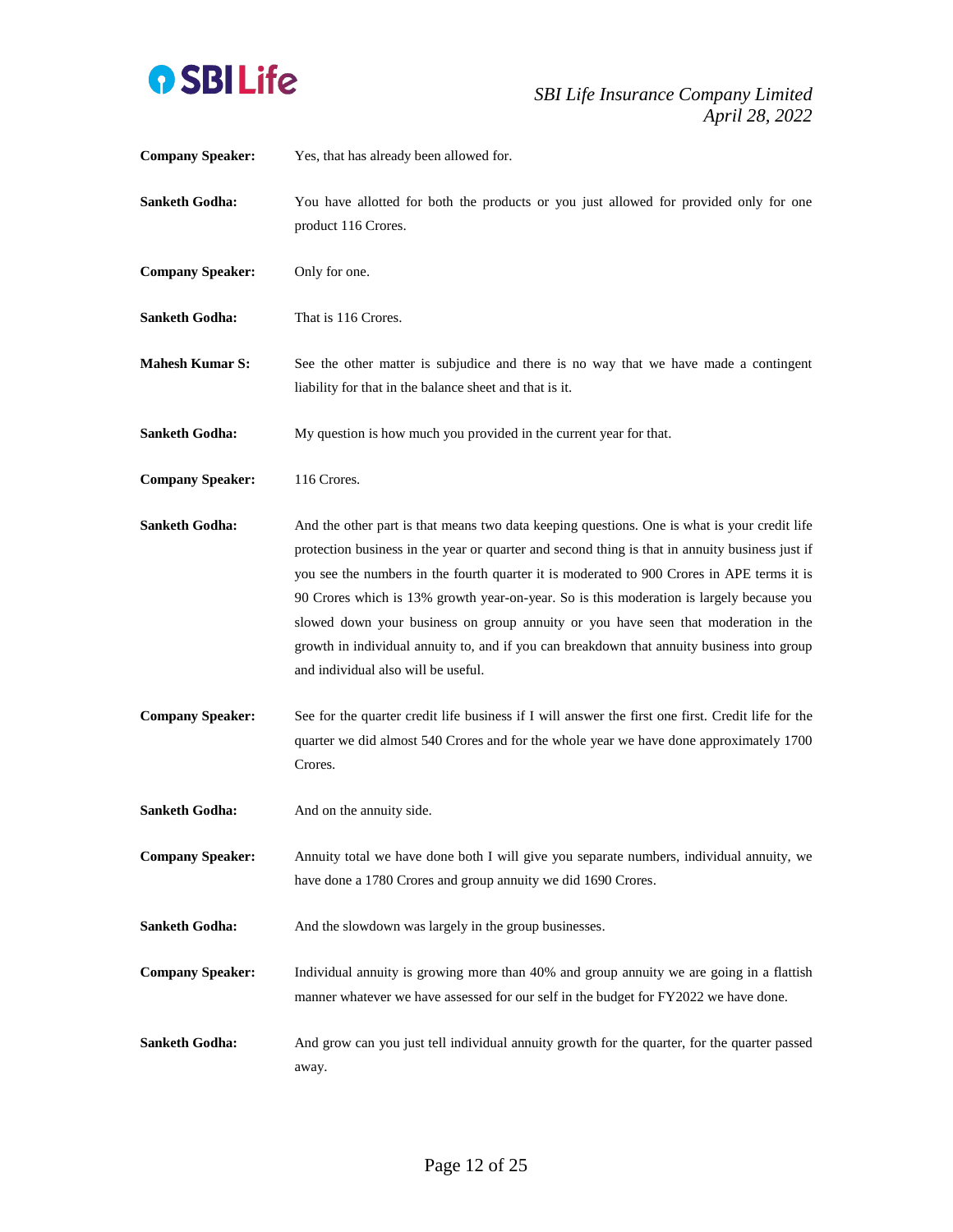**Company Speaker:** Yes, that has already been allowed for.

**Sanketh Godha:** You have allotted for both the products or you just allowed for provided only for one product 116 Crores.

**Company Speaker:** Only for one.

**Sanketh Godha:** That is 116 Crores.

**Mahesh Kumar S:** See the other matter is subjudice and there is no way that we have made a contingent liability for that in the balance sheet and that is it.

**Sanketh Godha:** My question is how much you provided in the current year for that.

**Company Speaker:** 116 Crores.

**Sanketh Godha:** And the other part is that means two data keeping questions. One is what is your credit life protection business in the year or quarter and second thing is that in annuity business just if you see the numbers in the fourth quarter it is moderated to 900 Crores in APE terms it is 90 Crores which is 13% growth year-on-year. So is this moderation is largely because you slowed down your business on group annuity or you have seen that moderation in the growth in individual annuity to, and if you can breakdown that annuity business into group and individual also will be useful.

**Company Speaker:** See for the quarter credit life business if I will answer the first one first. Credit life for the quarter we did almost 540 Crores and for the whole year we have done approximately 1700 Crores.

**Sanketh Godha:** And on the annuity side.

**Company Speaker:** Annuity total we have done both I will give you separate numbers, individual annuity, we have done a 1780 Crores and group annuity we did 1690 Crores.

**Sanketh Godha:** And the slowdown was largely in the group businesses.

**Company Speaker:** Individual annuity is growing more than 40% and group annuity we are going in a flattish manner whatever we have assessed for our self in the budget for FY2022 we have done.

**Sanketh Godha:** And grow can you just tell individual annuity growth for the quarter, for the quarter passed away.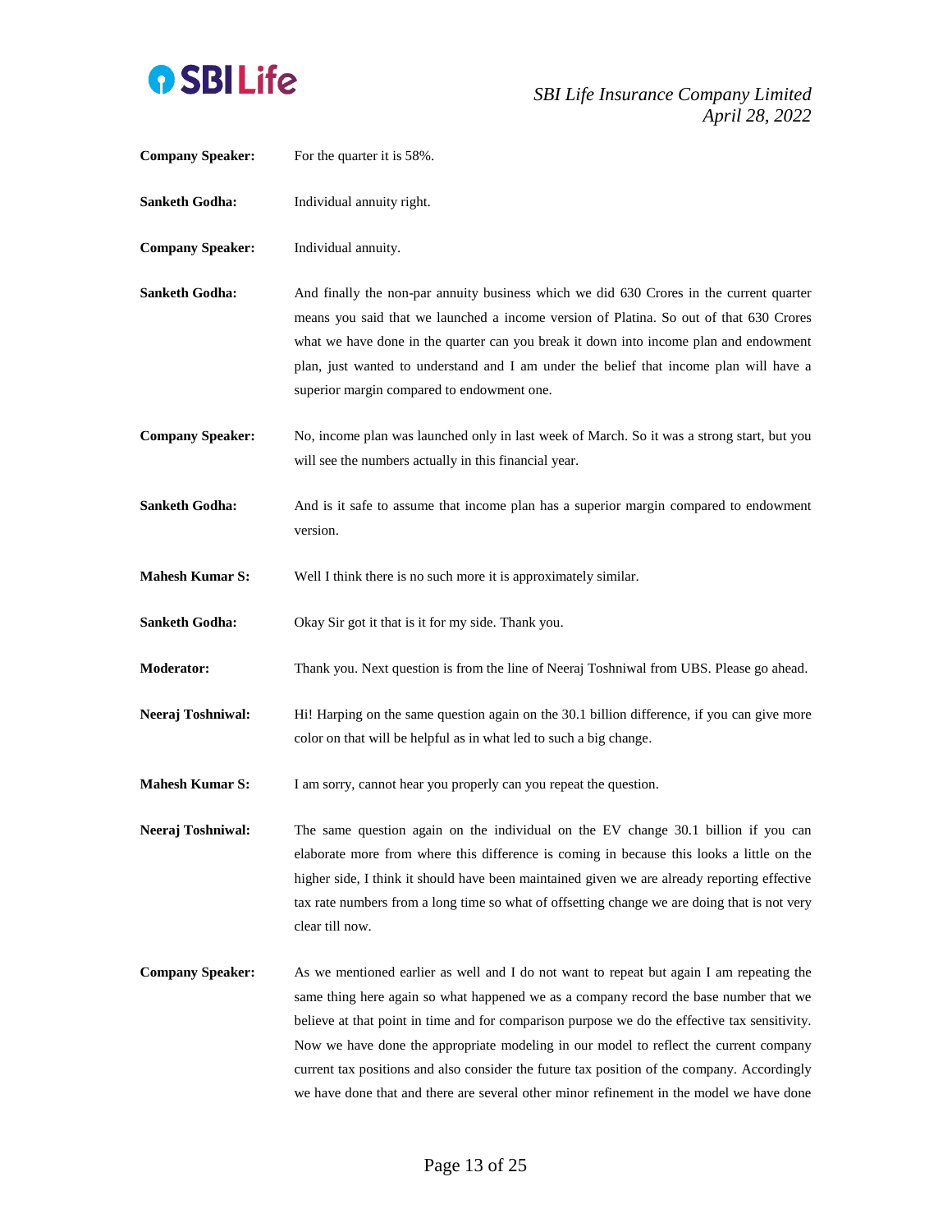**Company Speaker:** For the quarter it is 58%.

**Sanketh Godha:** Individual annuity right.

**Company Speaker:** Individual annuity.

**Sanketh Godha:** And finally the non-par annuity business which we did 630 Crores in the current quarter means you said that we launched a income version of Platina. So out of that 630 Crores what we have done in the quarter can you break it down into income plan and endowment plan, just wanted to understand and I am under the belief that income plan will have a superior margin compared to endowment one.

**Company Speaker:** No, income plan was launched only in last week of March. So it was a strong start, but you will see the numbers actually in this financial year.

**Sanketh Godha:** And is it safe to assume that income plan has a superior margin compared to endowment version.

**Mahesh Kumar S:** Well I think there is no such more it is approximately similar.

**Sanketh Godha:** Okay Sir got it that is it for my side. Thank you.

**Moderator:** Thank you. Next question is from the line of Neeraj Toshniwal from UBS. Please go ahead.

**Neeraj Toshniwal:** Hi! Harping on the same question again on the 30.1 billion difference, if you can give more color on that will be helpful as in what led to such a big change.

**Mahesh Kumar S:** I am sorry, cannot hear you properly can you repeat the question.

**Neeraj Toshniwal:** The same question again on the individual on the EV change 30.1 billion if you can elaborate more from where this difference is coming in because this looks a little on the higher side, I think it should have been maintained given we are already reporting effective tax rate numbers from a long time so what of offsetting change we are doing that is not very clear till now.

**Company Speaker:** As we mentioned earlier as well and I do not want to repeat but again I am repeating the same thing here again so what happened we as a company record the base number that we believe at that point in time and for comparison purpose we do the effective tax sensitivity. Now we have done the appropriate modeling in our model to reflect the current company current tax positions and also consider the future tax position of the company. Accordingly we have done that and there are several other minor refinement in the model we have done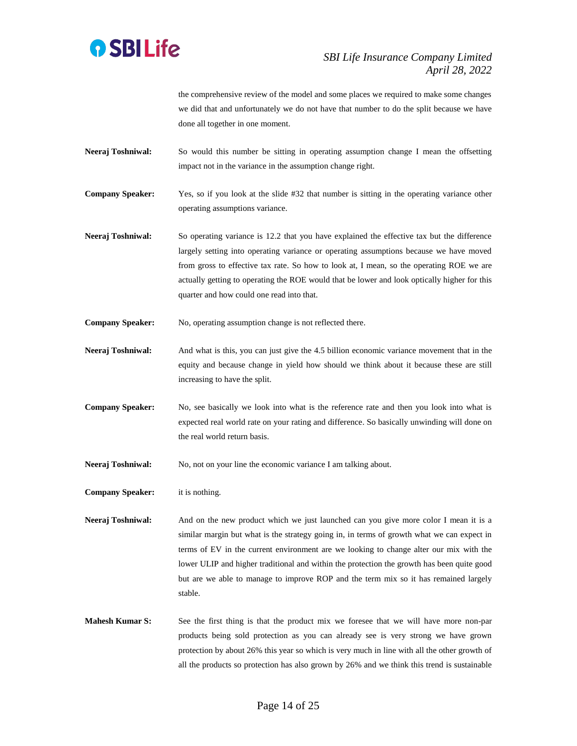the comprehensive review of the model and some places we required to make some changes we did that and unfortunately we do not have that number to do the split because we have done all together in one moment.

**Neeraj Toshniwal:** So would this number be sitting in operating assumption change I mean the offsetting impact not in the variance in the assumption change right.

**Company Speaker:** Yes, so if you look at the slide #32 that number is sitting in the operating variance other operating assumptions variance.

**Neeraj Toshniwal:** So operating variance is 12.2 that you have explained the effective tax but the difference largely setting into operating variance or operating assumptions because we have moved from gross to effective tax rate. So how to look at, I mean, so the operating ROE we are actually getting to operating the ROE would that be lower and look optically higher for this quarter and how could one read into that.

**Company Speaker:** No, operating assumption change is not reflected there.

**Neeraj Toshniwal:** And what is this, you can just give the 4.5 billion economic variance movement that in the equity and because change in yield how should we think about it because these are still increasing to have the split.

**Company Speaker:** No, see basically we look into what is the reference rate and then you look into what is expected real world rate on your rating and difference. So basically unwinding will done on the real world return basis.

**Neeraj Toshniwal:** No, not on your line the economic variance I am talking about.

**Company Speaker:** it is nothing.

**Neeraj Toshniwal:** And on the new product which we just launched can you give more color I mean it is a similar margin but what is the strategy going in, in terms of growth what we can expect in terms of EV in the current environment are we looking to change alter our mix with the lower ULIP and higher traditional and within the protection the growth has been quite good but are we able to manage to improve ROP and the term mix so it has remained largely stable.

**Mahesh Kumar S:** See the first thing is that the product mix we foresee that we will have more non-par products being sold protection as you can already see is very strong we have grown protection by about 26% this year so which is very much in line with all the other growth of all the products so protection has also grown by 26% and we think this trend is sustainable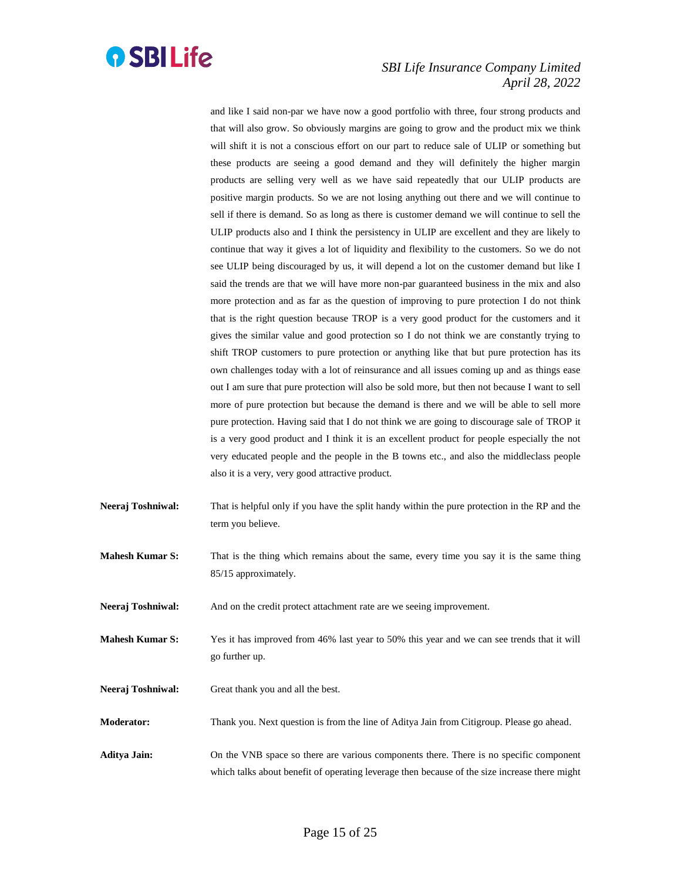and like I said non-par we have now a good portfolio with three, four strong products and that will also grow. So obviously margins are going to grow and the product mix we think will shift it is not a conscious effort on our part to reduce sale of ULIP or something but these products are seeing a good demand and they will definitely the higher margin products are selling very well as we have said repeatedly that our ULIP products are positive margin products. So we are not losing anything out there and we will continue to sell if there is demand. So as long as there is customer demand we will continue to sell the ULIP products also and I think the persistency in ULIP are excellent and they are likely to continue that way it gives a lot of liquidity and flexibility to the customers. So we do not see ULIP being discouraged by us, it will depend a lot on the customer demand but like I said the trends are that we will have more non-par guaranteed business in the mix and also more protection and as far as the question of improving to pure protection I do not think that is the right question because TROP is a very good product for the customers and it gives the similar value and good protection so I do not think we are constantly trying to shift TROP customers to pure protection or anything like that but pure protection has its own challenges today with a lot of reinsurance and all issues coming up and as things ease out I am sure that pure protection will also be sold more, but then not because I want to sell more of pure protection but because the demand is there and we will be able to sell more pure protection. Having said that I do not think we are going to discourage sale of TROP it is a very good product and I think it is an excellent product for people especially the not very educated people and the people in the B towns etc., and also the middleclass people also it is a very, very good attractive product.

**Neeraj Toshniwal:** That is helpful only if you have the split handy within the pure protection in the RP and the term you believe.

**Mahesh Kumar S:** That is the thing which remains about the same, every time you say it is the same thing 85/15 approximately.

**Neeraj Toshniwal:** And on the credit protect attachment rate are we seeing improvement.

**Mahesh Kumar S:** Yes it has improved from 46% last year to 50% this year and we can see trends that it will go further up.

**Neeraj Toshniwal:** Great thank you and all the best.

**Moderator:** Thank you. Next question is from the line of Aditya Jain from Citigroup. Please go ahead.

**Aditya Jain:** On the VNB space so there are various components there. There is no specific component which talks about benefit of operating leverage then because of the size increase there might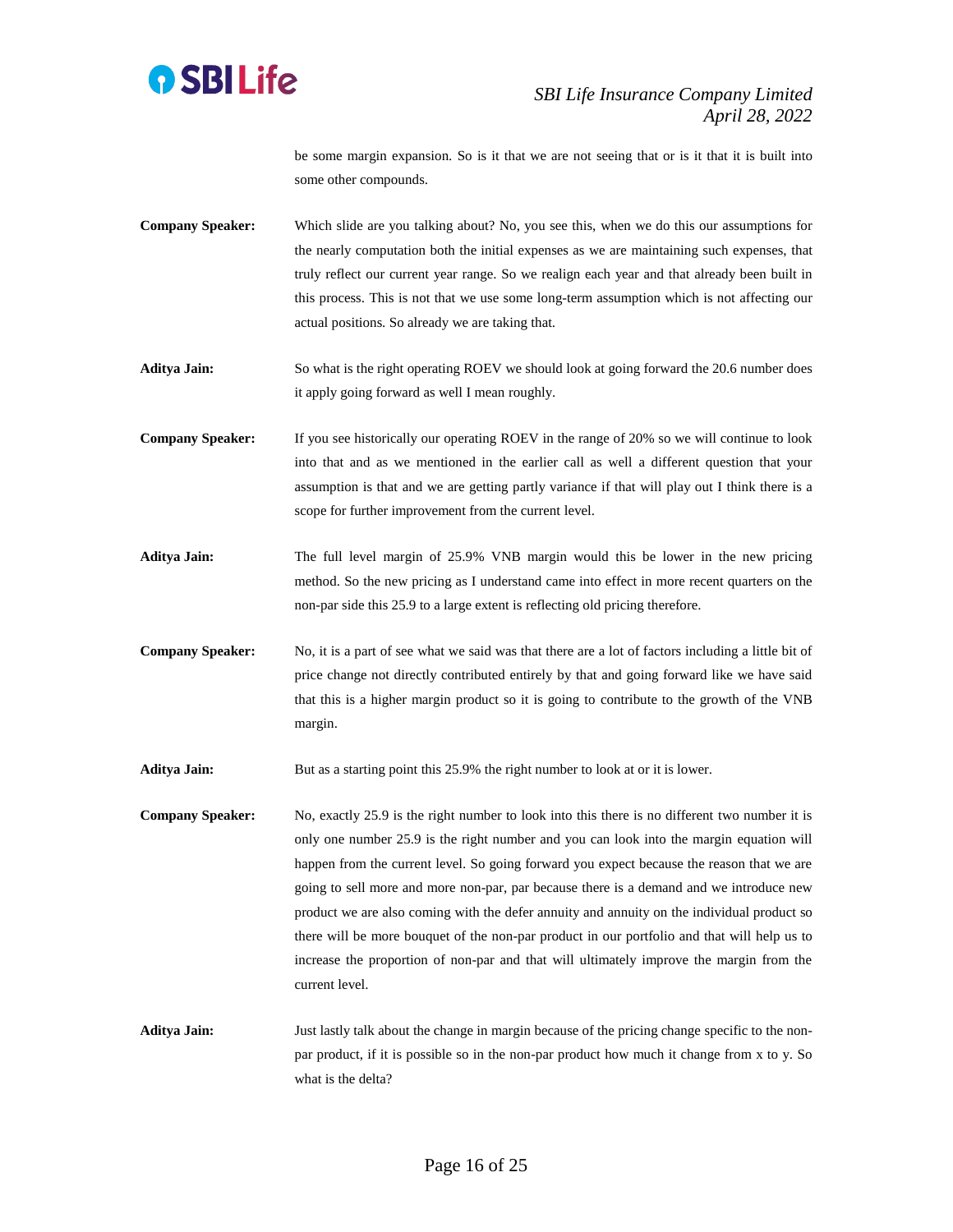be some margin expansion. So is it that we are not seeing that or is it that it is built into some other compounds.

**Company Speaker:** Which slide are you talking about? No, you see this, when we do this our assumptions for the nearly computation both the initial expenses as we are maintaining such expenses, that truly reflect our current year range. So we realign each year and that already been built in this process. This is not that we use some long-term assumption which is not affecting our actual positions. So already we are taking that.

**Aditya Jain:** So what is the right operating ROEV we should look at going forward the 20.6 number does it apply going forward as well I mean roughly.

**Company Speaker:** If you see historically our operating ROEV in the range of 20% so we will continue to look into that and as we mentioned in the earlier call as well a different question that your assumption is that and we are getting partly variance if that will play out I think there is a scope for further improvement from the current level.

**Aditya Jain:** The full level margin of 25.9% VNB margin would this be lower in the new pricing method. So the new pricing as I understand came into effect in more recent quarters on the non-par side this 25.9 to a large extent is reflecting old pricing therefore.

**Company Speaker:** No, it is a part of see what we said was that there are a lot of factors including a little bit of price change not directly contributed entirely by that and going forward like we have said that this is a higher margin product so it is going to contribute to the growth of the VNB margin.

**Aditya Jain:** But as a starting point this 25.9% the right number to look at or it is lower.

**Company Speaker:** No, exactly 25.9 is the right number to look into this there is no different two number it is only one number 25.9 is the right number and you can look into the margin equation will happen from the current level. So going forward you expect because the reason that we are going to sell more and more non-par, par because there is a demand and we introduce new product we are also coming with the defer annuity and annuity on the individual product so there will be more bouquet of the non-par product in our portfolio and that will help us to increase the proportion of non-par and that will ultimately improve the margin from the current level.

**Aditya Jain:** Just lastly talk about the change in margin because of the pricing change specific to the non-par product, if it is possible so in the non-par product how much it change from x to y. So what is the delta?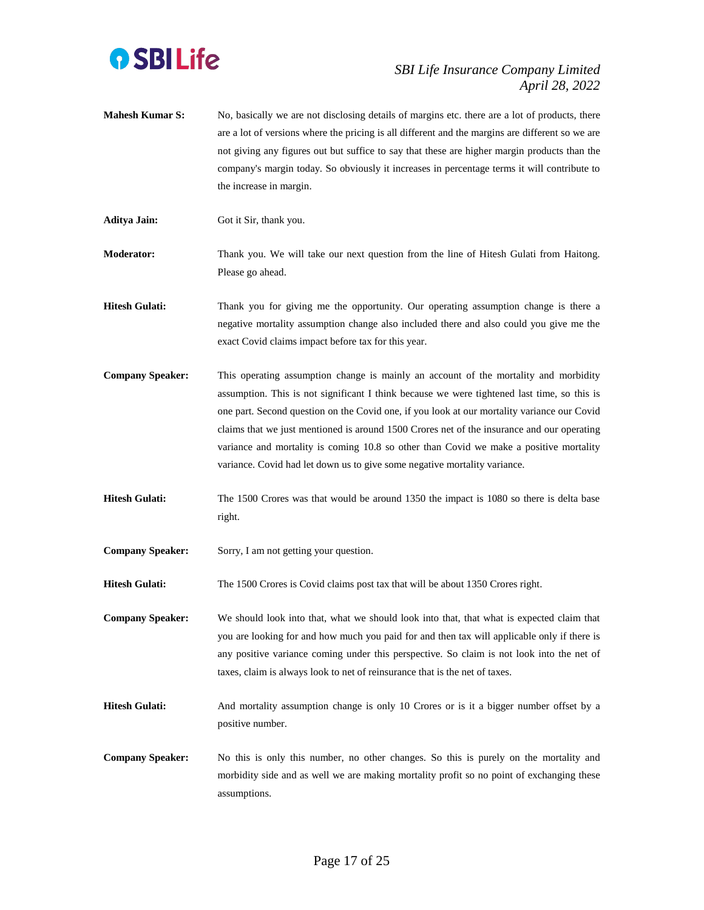**Mahesh Kumar S:** No, basically we are not disclosing details of margins etc. there are a lot of products, there are a lot of versions where the pricing is all different and the margins are different so we are not giving any figures out but suffice to say that these are higher margin products than the company's margin today. So obviously it increases in percentage terms it will contribute to the increase in margin.

**Aditya Jain:** Got it Sir, thank you.

**Moderator:** Thank you. We will take our next question from the line of Hitesh Gulati from Haitong. Please go ahead.

**Hitesh Gulati:** Thank you for giving me the opportunity. Our operating assumption change is there a negative mortality assumption change also included there and also could you give me the exact Covid claims impact before tax for this year.

**Company Speaker:** This operating assumption change is mainly an account of the mortality and morbidity assumption. This is not significant I think because we were tightened last time, so this is one part. Second question on the Covid one, if you look at our mortality variance our Covid claims that we just mentioned is around 1500 Crores net of the insurance and our operating variance and mortality is coming 10.8 so other than Covid we make a positive mortality variance. Covid had let down us to give some negative mortality variance.

**Hitesh Gulati:** The 1500 Crores was that would be around 1350 the impact is 1080 so there is delta base right.

**Company Speaker:** Sorry, I am not getting your question.

**Hitesh Gulati:** The 1500 Crores is Covid claims post tax that will be about 1350 Crores right.

**Company Speaker:** We should look into that, what we should look into that, that what is expected claim that you are looking for and how much you paid for and then tax will applicable only if there is any positive variance coming under this perspective. So claim is not look into the net of taxes, claim is always look to net of reinsurance that is the net of taxes.

**Hitesh Gulati:** And mortality assumption change is only 10 Crores or is it a bigger number offset by a positive number.

**Company Speaker:** No this is only this number, no other changes. So this is purely on the mortality and morbidity side and as well we are making mortality profit so no point of exchanging these assumptions.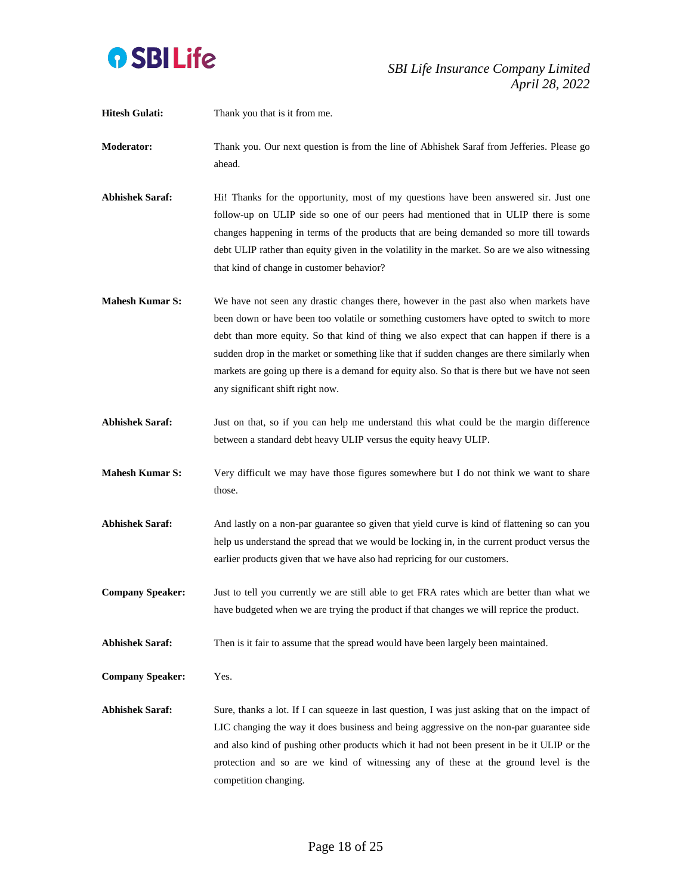**Hitesh Gulati:** Thank you that is it from me.

**Moderator:** Thank you. Our next question is from the line of Abhishek Saraf from Jefferies. Please go ahead.

**Abhishek Saraf:** Hi! Thanks for the opportunity, most of my questions have been answered sir. Just one follow-up on ULIP side so one of our peers had mentioned that in ULIP there is some changes happening in terms of the products that are being demanded so more till towards debt ULIP rather than equity given in the volatility in the market. So are we also witnessing that kind of change in customer behavior?

**Mahesh Kumar S:** We have not seen any drastic changes there, however in the past also when markets have been down or have been too volatile or something customers have opted to switch to more debt than more equity. So that kind of thing we also expect that can happen if there is a sudden drop in the market or something like that if sudden changes are there similarly when markets are going up there is a demand for equity also. So that is there but we have not seen any significant shift right now.

**Abhishek Saraf:** Just on that, so if you can help me understand this what could be the margin difference between a standard debt heavy ULIP versus the equity heavy ULIP.

**Mahesh Kumar S:** Very difficult we may have those figures somewhere but I do not think we want to share those.

**Abhishek Saraf:** And lastly on a non-par guarantee so given that yield curve is kind of flattening so can you help us understand the spread that we would be locking in, in the current product versus the earlier products given that we have also had repricing for our customers.

**Company Speaker:** Just to tell you currently we are still able to get FRA rates which are better than what we have budgeted when we are trying the product if that changes we will reprice the product.

**Abhishek Saraf:** Then is it fair to assume that the spread would have been largely been maintained.

**Company Speaker:** Yes.

**Abhishek Saraf:** Sure, thanks a lot. If I can squeeze in last question, I was just asking that on the impact of LIC changing the way it does business and being aggressive on the non-par guarantee side and also kind of pushing other products which it had not been present in be it ULIP or the protection and so are we kind of witnessing any of these at the ground level is the competition changing.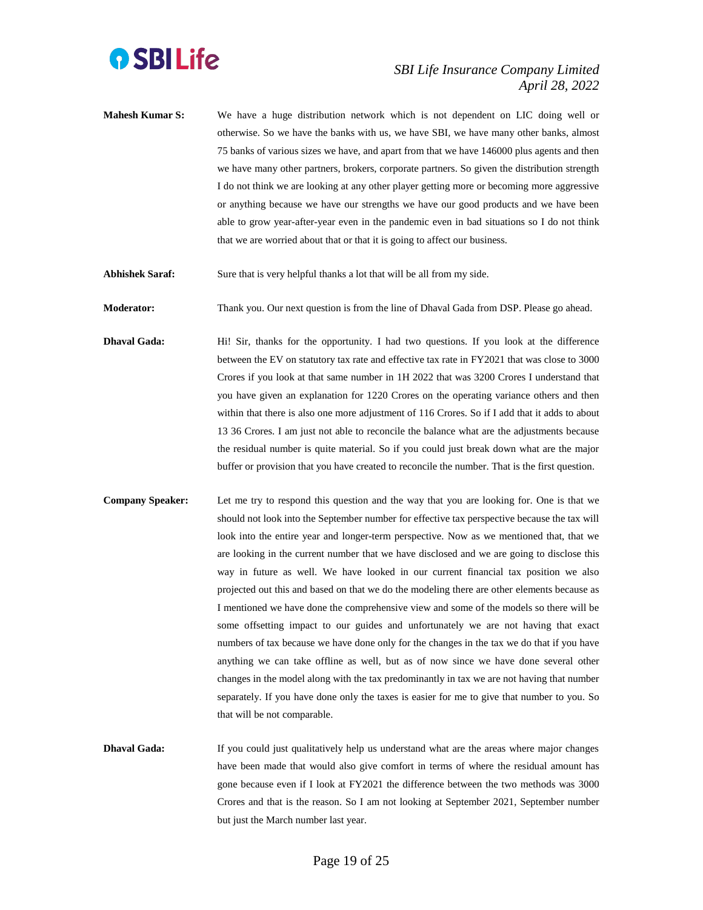**Mahesh Kumar S:** We have a huge distribution network which is not dependent on LIC doing well or otherwise. So we have the banks with us, we have SBI, we have many other banks, almost 75 banks of various sizes we have, and apart from that we have 146000 plus agents and then we have many other partners, brokers, corporate partners. So given the distribution strength I do not think we are looking at any other player getting more or becoming more aggressive or anything because we have our strengths we have our good products and we have been able to grow year-after-year even in the pandemic even in bad situations so I do not think that we are worried about that or that it is going to affect our business.

**Abhishek Saraf:** Sure that is very helpful thanks a lot that will be all from my side.

**Moderator:** Thank you. Our next question is from the line of Dhaval Gada from DSP. Please go ahead.

**Dhaval Gada:** Hi! Sir, thanks for the opportunity. I had two questions. If you look at the difference between the EV on statutory tax rate and effective tax rate in FY2021 that was close to 3000 Crores if you look at that same number in 1H 2022 that was 3200 Crores I understand that you have given an explanation for 1220 Crores on the operating variance others and then within that there is also one more adjustment of 116 Crores. So if I add that it adds to about 13 36 Crores. I am just not able to reconcile the balance what are the adjustments because the residual number is quite material. So if you could just break down what are the major buffer or provision that you have created to reconcile the number. That is the first question.

**Company Speaker:** Let me try to respond this question and the way that you are looking for. One is that we should not look into the September number for effective tax perspective because the tax will look into the entire year and longer-term perspective. Now as we mentioned that, that we are looking in the current number that we have disclosed and we are going to disclose this way in future as well. We have looked in our current financial tax position we also projected out this and based on that we do the modeling there are other elements because as I mentioned we have done the comprehensive view and some of the models so there will be some offsetting impact to our guides and unfortunately we are not having that exact numbers of tax because we have done only for the changes in the tax we do that if you have anything we can take offline as well, but as of now since we have done several other changes in the model along with the tax predominantly in tax we are not having that number separately. If you have done only the taxes is easier for me to give that number to you. So that will be not comparable.

**Dhaval Gada:** If you could just qualitatively help us understand what are the areas where major changes have been made that would also give comfort in terms of where the residual amount has gone because even if I look at FY2021 the difference between the two methods was 3000 Crores and that is the reason. So I am not looking at September 2021, September number but just the March number last year.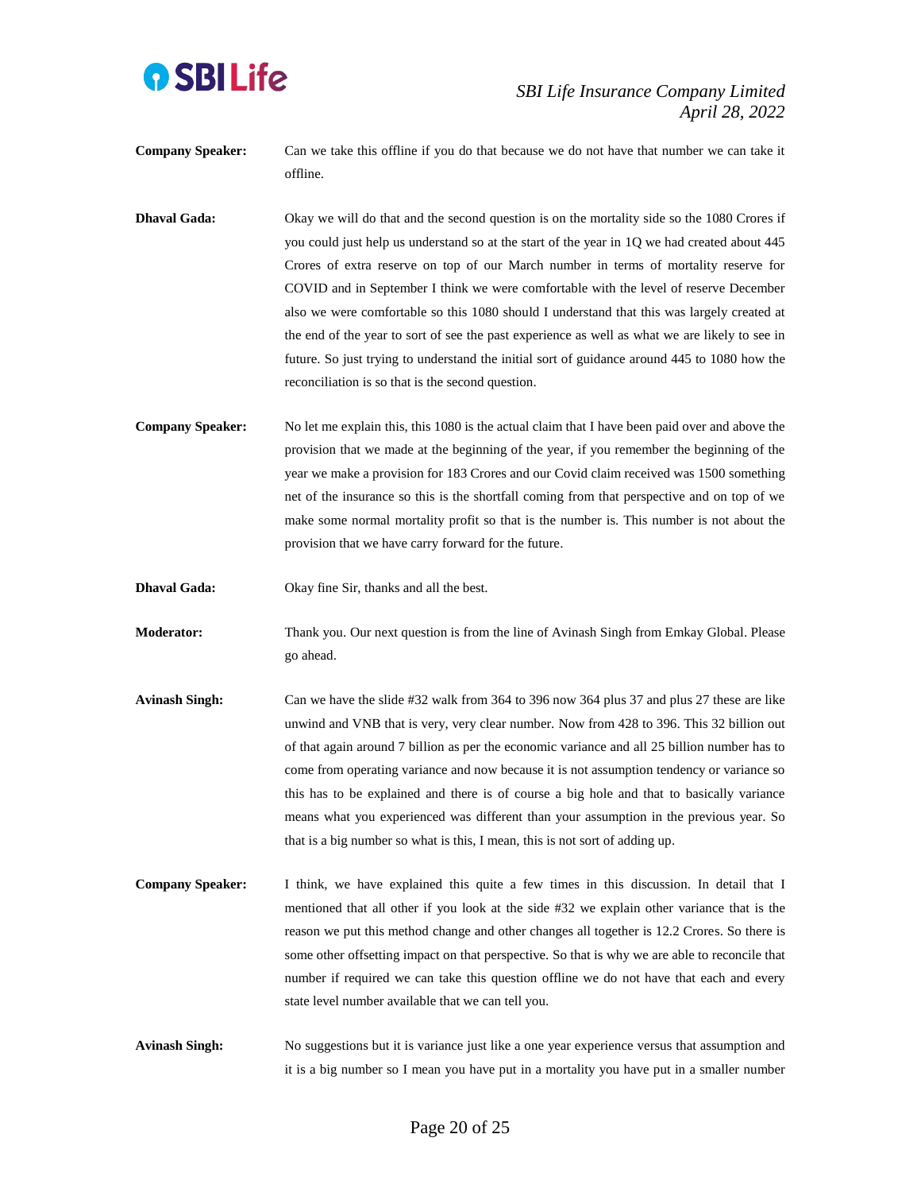**Company Speaker:** Can we take this offline if you do that because we do not have that number we can take it offline.

**Dhaval Gada:** Okay we will do that and the second question is on the mortality side so the 1080 Crores if you could just help us understand so at the start of the year in 1Q we had created about 445 Crores of extra reserve on top of our March number in terms of mortality reserve for COVID and in September I think we were comfortable with the level of reserve December also we were comfortable so this 1080 should I understand that this was largely created at the end of the year to sort of see the past experience as well as what we are likely to see in future. So just trying to understand the initial sort of guidance around 445 to 1080 how the reconciliation is so that is the second question.

**Company Speaker:** No let me explain this, this 1080 is the actual claim that I have been paid over and above the provision that we made at the beginning of the year, if you remember the beginning of the year we make a provision for 183 Crores and our Covid claim received was 1500 something net of the insurance so this is the shortfall coming from that perspective and on top of we make some normal mortality profit so that is the number is. This number is not about the provision that we have carry forward for the future.

**Dhaval Gada:** Okay fine Sir, thanks and all the best.

**Moderator:** Thank you. Our next question is from the line of Avinash Singh from Emkay Global. Please go ahead.

**Avinash Singh:** Can we have the slide #32 walk from 364 to 396 now 364 plus 37 and plus 27 these are like unwind and VNB that is very, very clear number. Now from 428 to 396. This 32 billion out of that again around 7 billion as per the economic variance and all 25 billion number has to come from operating variance and now because it is not assumption tendency or variance so this has to be explained and there is of course a big hole and that to basically variance means what you experienced was different than your assumption in the previous year. So that is a big number so what is this, I mean, this is not sort of adding up.

**Company Speaker:** I think, we have explained this quite a few times in this discussion. In detail that I mentioned that all other if you look at the side #32 we explain other variance that is the reason we put this method change and other changes all together is 12.2 Crores. So there is some other offsetting impact on that perspective. So that is why we are able to reconcile that number if required we can take this question offline we do not have that each and every state level number available that we can tell you.

**Avinash Singh:** No suggestions but it is variance just like a one year experience versus that assumption and it is a big number so I mean you have put in a mortality you have put in a smaller number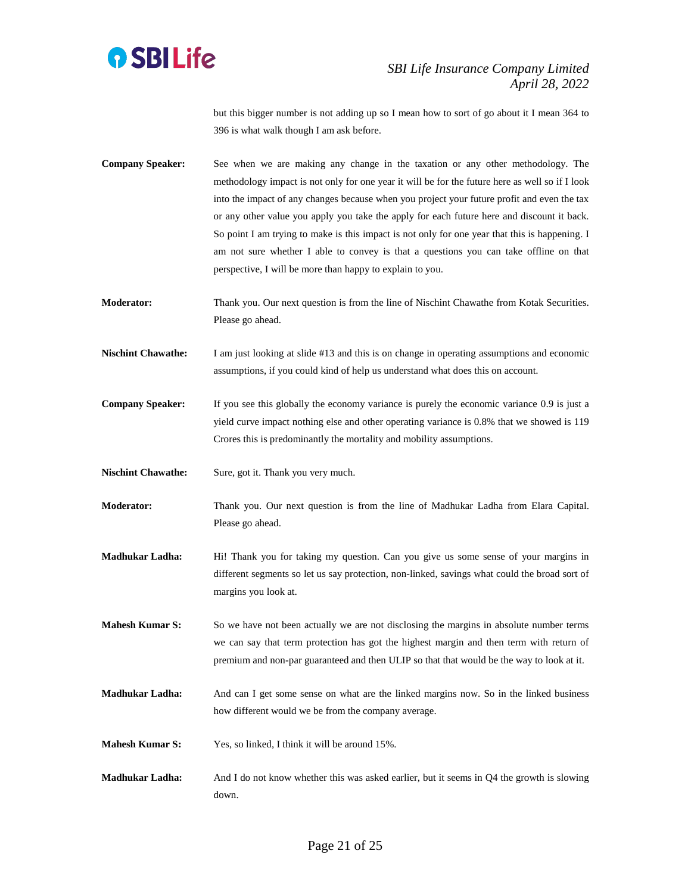but this bigger number is not adding up so I mean how to sort of go about it I mean 364 to 396 is what walk though I am ask before.

**Company Speaker:** See when we are making any change in the taxation or any other methodology. The methodology impact is not only for one year it will be for the future here as well so if I look into the impact of any changes because when you project your future profit and even the tax or any other value you apply you take the apply for each future here and discount it back. So point I am trying to make is this impact is not only for one year that this is happening. I am not sure whether I able to convey is that a questions you can take offline on that perspective, I will be more than happy to explain to you.

**Moderator:** Thank you. Our next question is from the line of Nischint Chawathe from Kotak Securities. Please go ahead.

**Nischint Chawathe:** I am just looking at slide #13 and this is on change in operating assumptions and economic assumptions, if you could kind of help us understand what does this on account.

**Company Speaker:** If you see this globally the economy variance is purely the economic variance 0.9 is just a yield curve impact nothing else and other operating variance is 0.8% that we showed is 119 Crores this is predominantly the mortality and mobility assumptions.

**Nischint Chawathe:** Sure, got it. Thank you very much.

**Moderator:** Thank you. Our next question is from the line of Madhukar Ladha from Elara Capital. Please go ahead.

**Madhukar Ladha:** Hi! Thank you for taking my question. Can you give us some sense of your margins in different segments so let us say protection, non-linked, savings what could the broad sort of margins you look at.

**Mahesh Kumar S:** So we have not been actually we are not disclosing the margins in absolute number terms we can say that term protection has got the highest margin and then term with return of premium and non-par guaranteed and then ULIP so that that would be the way to look at it.

**Madhukar Ladha:** And can I get some sense on what are the linked margins now. So in the linked business how different would we be from the company average.

**Mahesh Kumar S:** Yes, so linked, I think it will be around 15%.

**Madhukar Ladha:** And I do not know whether this was asked earlier, but it seems in Q4 the growth is slowing down.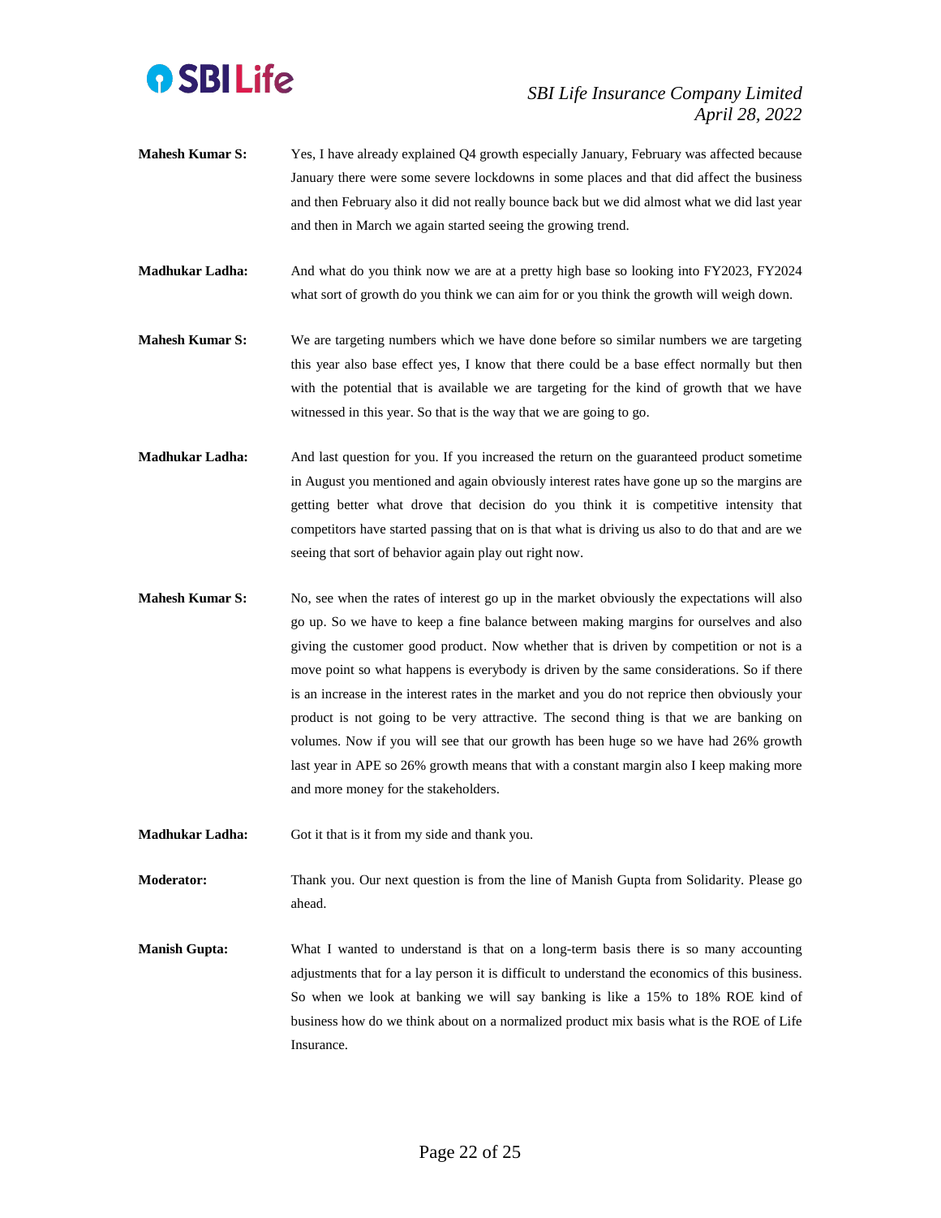**Mahesh Kumar S:** Yes, I have already explained Q4 growth especially January, February was affected because January there were some severe lockdowns in some places and that did affect the business and then February also it did not really bounce back but we did almost what we did last year and then in March we again started seeing the growing trend.

**Madhukar Ladha:** And what do you think now we are at a pretty high base so looking into FY2023, FY2024 what sort of growth do you think we can aim for or you think the growth will weigh down.

**Mahesh Kumar S:** We are targeting numbers which we have done before so similar numbers we are targeting this year also base effect yes, I know that there could be a base effect normally but then with the potential that is available we are targeting for the kind of growth that we have witnessed in this year. So that is the way that we are going to go.

**Madhukar Ladha:** And last question for you. If you increased the return on the guaranteed product sometime in August you mentioned and again obviously interest rates have gone up so the margins are getting better what drove that decision do you think it is competitive intensity that competitors have started passing that on is that what is driving us also to do that and are we seeing that sort of behavior again play out right now.

**Mahesh Kumar S:** No, see when the rates of interest go up in the market obviously the expectations will also go up. So we have to keep a fine balance between making margins for ourselves and also giving the customer good product. Now whether that is driven by competition or not is a move point so what happens is everybody is driven by the same considerations. So if there is an increase in the interest rates in the market and you do not reprice then obviously your product is not going to be very attractive. The second thing is that we are banking on volumes. Now if you will see that our growth has been huge so we have had 26% growth last year in APE so 26% growth means that with a constant margin also I keep making more and more money for the stakeholders.

**Madhukar Ladha:** Got it that is it from my side and thank you.

**Moderator:** Thank you. Our next question is from the line of Manish Gupta from Solidarity. Please go ahead.

**Manish Gupta:** What I wanted to understand is that on a long-term basis there is so many accounting adjustments that for a lay person it is difficult to understand the economics of this business. So when we look at banking we will say banking is like a 15% to 18% ROE kind of business how do we think about on a normalized product mix basis what is the ROE of Life Insurance.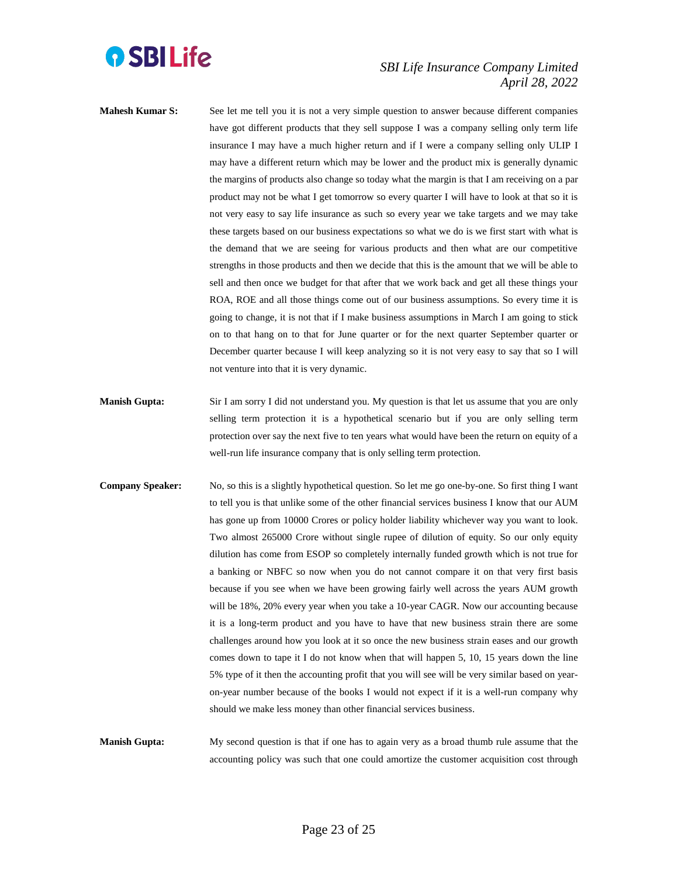**Mahesh Kumar S:** See let me tell you it is not a very simple question to answer because different companies have got different products that they sell suppose I was a company selling only term life insurance I may have a much higher return and if I were a company selling only ULIP I may have a different return which may be lower and the product mix is generally dynamic the margins of products also change so today what the margin is that I am receiving on a par product may not be what I get tomorrow so every quarter I will have to look at that so it is not very easy to say life insurance as such so every year we take targets and we may take these targets based on our business expectations so what we do is we first start with what is the demand that we are seeing for various products and then what are our competitive strengths in those products and then we decide that this is the amount that we will be able to sell and then once we budget for that after that we work back and get all these things your ROA, ROE and all those things come out of our business assumptions. So every time it is going to change, it is not that if I make business assumptions in March I am going to stick on to that hang on to that for June quarter or for the next quarter September quarter or December quarter because I will keep analyzing so it is not very easy to say that so I will not venture into that it is very dynamic.

**Manish Gupta:** Sir I am sorry I did not understand you. My question is that let us assume that you are only selling term protection it is a hypothetical scenario but if you are only selling term protection over say the next five to ten years what would have been the return on equity of a well-run life insurance company that is only selling term protection.

**Company Speaker:** No, so this is a slightly hypothetical question. So let me go one-by-one. So first thing I want to tell you is that unlike some of the other financial services business I know that our AUM has gone up from 10000 Crores or policy holder liability whichever way you want to look. Two almost 265000 Crore without single rupee of dilution of equity. So our only equity dilution has come from ESOP so completely internally funded growth which is not true for a banking or NBFC so now when you do not cannot compare it on that very first basis because if you see when we have been growing fairly well across the years AUM growth will be 18%, 20% every year when you take a 10-year CAGR. Now our accounting because it is a long-term product and you have to have that new business strain there are some challenges around how you look at it so once the new business strain eases and our growth comes down to tape it I do not know when that will happen 5, 10, 15 years down the line 5% type of it then the accounting profit that you will see will be very similar based on year-on-year number because of the books I would not expect if it is a well-run company why should we make less money than other financial services business.

**Manish Gupta:** My second question is that if one has to again very as a broad thumb rule assume that the accounting policy was such that one could amortize the customer acquisition cost through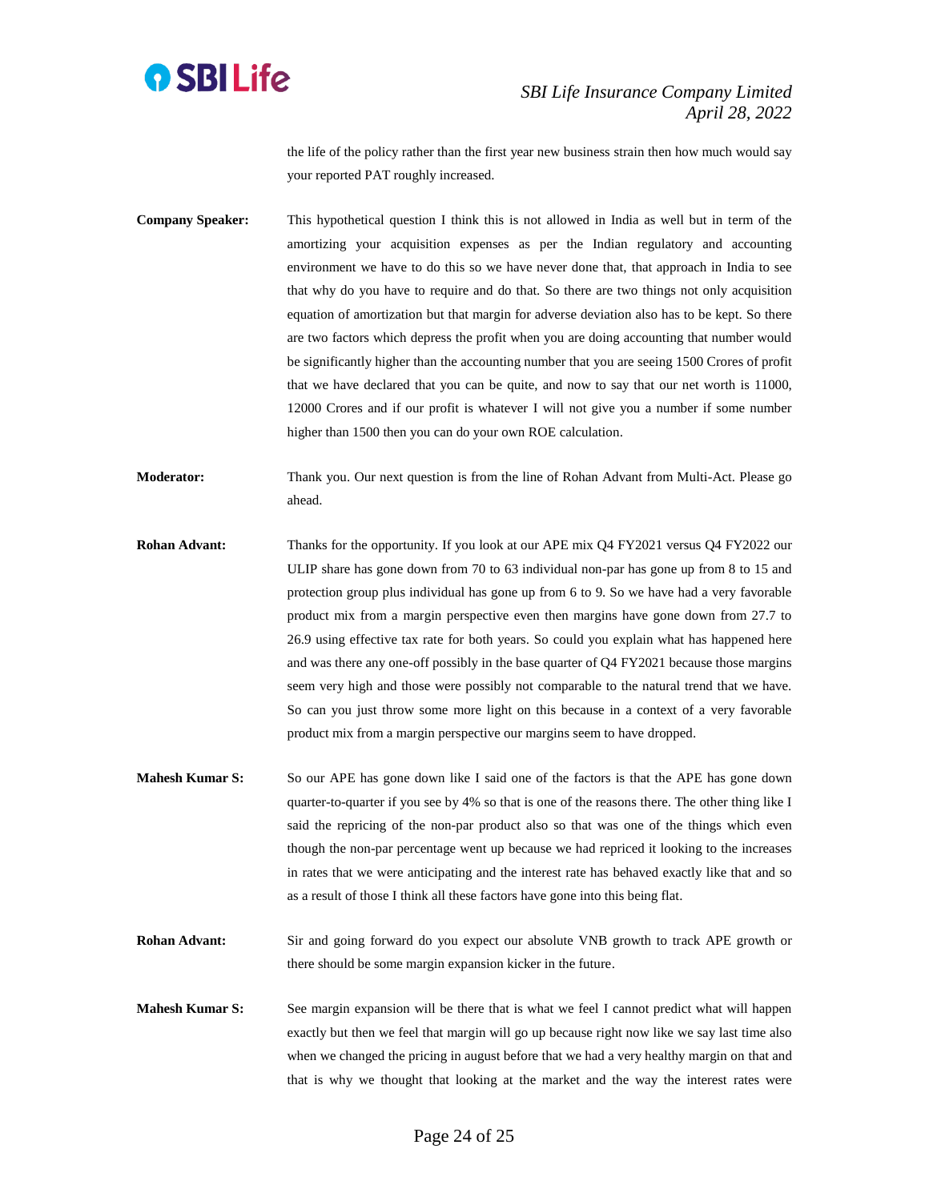the life of the policy rather than the first year new business strain then how much would say your reported PAT roughly increased.

**Company Speaker:** This hypothetical question I think this is not allowed in India as well but in term of the amortizing your acquisition expenses as per the Indian regulatory and accounting environment we have to do this so we have never done that, that approach in India to see that why do you have to require and do that. So there are two things not only acquisition equation of amortization but that margin for adverse deviation also has to be kept. So there are two factors which depress the profit when you are doing accounting that number would be significantly higher than the accounting number that you are seeing 1500 Crores of profit that we have declared that you can be quite, and now to say that our net worth is 11000, 12000 Crores and if our profit is whatever I will not give you a number if some number higher than 1500 then you can do your own ROE calculation.

**Moderator:** Thank you. Our next question is from the line of Rohan Advant from Multi-Act. Please go ahead.

**Rohan Advant:** Thanks for the opportunity. If you look at our APE mix Q4 FY2021 versus Q4 FY2022 our ULIP share has gone down from 70 to 63 individual non-par has gone up from 8 to 15 and protection group plus individual has gone up from 6 to 9. So we have had a very favorable product mix from a margin perspective even then margins have gone down from 27.7 to 26.9 using effective tax rate for both years. So could you explain what has happened here and was there any one-off possibly in the base quarter of Q4 FY2021 because those margins seem very high and those were possibly not comparable to the natural trend that we have. So can you just throw some more light on this because in a context of a very favorable product mix from a margin perspective our margins seem to have dropped.

**Mahesh Kumar S:** So our APE has gone down like I said one of the factors is that the APE has gone down quarter-to-quarter if you see by 4% so that is one of the reasons there. The other thing like I said the repricing of the non-par product also so that was one of the things which even though the non-par percentage went up because we had repriced it looking to the increases in rates that we were anticipating and the interest rate has behaved exactly like that and so as a result of those I think all these factors have gone into this being flat.

**Rohan Advant:** Sir and going forward do you expect our absolute VNB growth to track APE growth or there should be some margin expansion kicker in the future.

**Mahesh Kumar S:** See margin expansion will be there that is what we feel I cannot predict what will happen exactly but then we feel that margin will go up because right now like we say last time also when we changed the pricing in august before that we had a very healthy margin on that and that is why we thought that looking at the market and the way the interest rates were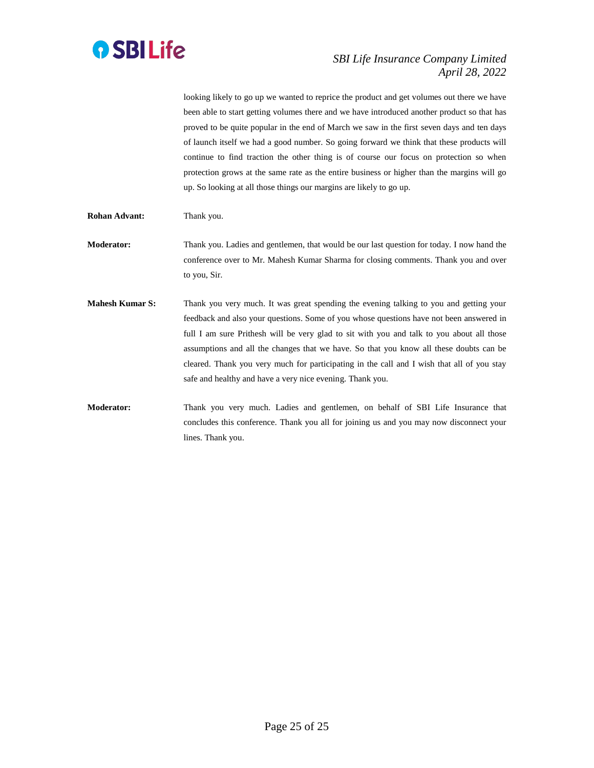looking likely to go up we wanted to reprice the product and get volumes out there we have been able to start getting volumes there and we have introduced another product so that has proved to be quite popular in the end of March we saw in the first seven days and ten days of launch itself we had a good number. So going forward we think that these products will continue to find traction the other thing is of course our focus on protection so when protection grows at the same rate as the entire business or higher than the margins will go up. So looking at all those things our margins are likely to go up.

**Rohan Advant:** Thank you.

**Moderator:** Thank you. Ladies and gentlemen, that would be our last question for today. I now hand the conference over to Mr. Mahesh Kumar Sharma for closing comments. Thank you and over to you, Sir.

**Mahesh Kumar S:** Thank you very much. It was great spending the evening talking to you and getting your feedback and also your questions. Some of you whose questions have not been answered in full I am sure Prithesh will be very glad to sit with you and talk to you about all those assumptions and all the changes that we have. So that you know all these doubts can be cleared. Thank you very much for participating in the call and I wish that all of you stay safe and healthy and have a very nice evening. Thank you.

**Moderator:** Thank you very much. Ladies and gentlemen, on behalf of SBI Life Insurance that concludes this conference. Thank you all for joining us and you may now disconnect your lines. Thank you.